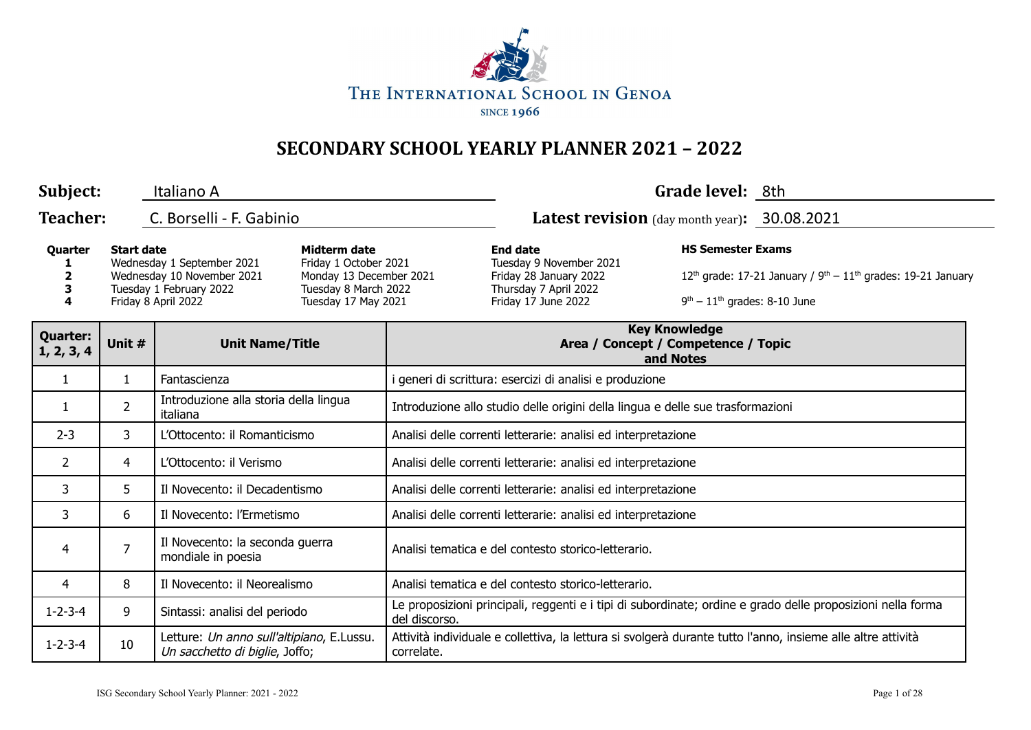THE INTERNATIONAL SCHOOL IN GENOA
SINCE 1966

# SECONDARY SCHOOL YEARLY PLANNER 2021 – 2022

**Subject:** Italiano A **Grade level:** 8th

**Teacher:** C. Borselli - F. Gabinio **Latest revision** (day month year)**:** 30.08.2021

| Quarter | Start date | Midterm date | End date | HS Semester Exams |
|---|---|---|---|---|
| 1 | Wednesday 1 September 2021 | Friday 1 October 2021 | Tuesday 9 November 2021 | |
| 2 | Wednesday 10 November 2021 | Monday 13 December 2021 | Friday 28 January 2022 | 12th grade: 17-21 January / 9th – 11th grades: 19-21 January |
| 3 | Tuesday 1 February 2022 | Tuesday 8 March 2022 | Thursday 7 April 2022 | |
| 4 | Friday 8 April 2022 | Tuesday 17 May 2021 | Friday 17 June 2022 | 9th – 11th grades: 8-10 June |

| Quarter: 1, 2, 3, 4 | Unit # | Unit Name/Title | Key Knowledge Area / Concept / Competence / Topic and Notes |
|---|---|---|---|
| 1 | 1 | Fantascienza | i generi di scrittura: esercizi di analisi e produzione |
| 1 | 2 | Introduzione alla storia della lingua italiana | Introduzione allo studio delle origini della lingua e delle sue trasformazioni |
| 2-3 | 3 | L'Ottocento: il Romanticismo | Analisi delle correnti letterarie: analisi ed interpretazione |
| 2 | 4 | L'Ottocento: il Verismo | Analisi delle correnti letterarie: analisi ed interpretazione |
| 3 | 5 | Il Novecento: il Decadentismo | Analisi delle correnti letterarie: analisi ed interpretazione |
| 3 | 6 | Il Novecento: l'Ermetismo | Analisi delle correnti letterarie: analisi ed interpretazione |
| 4 | 7 | Il Novecento: la seconda guerra mondiale in poesia | Analisi tematica e del contesto storico-letterario. |
| 4 | 8 | Il Novecento: il Neorealismo | Analisi tematica e del contesto storico-letterario. |
| 1-2-3-4 | 9 | Sintassi: analisi del periodo | Le proposizioni principali, reggenti e i tipi di subordinate; ordine e grado delle proposizioni nella forma del discorso. |
| 1-2-3-4 | 10 | Letture: *Un anno sull'altipiano*, E.Lussu. *Un sacchetto di biglie*, Joffo; | Attività individuale e collettiva, la lettura si svolgerà durante tutto l'anno, insieme alle altre attività correlate. |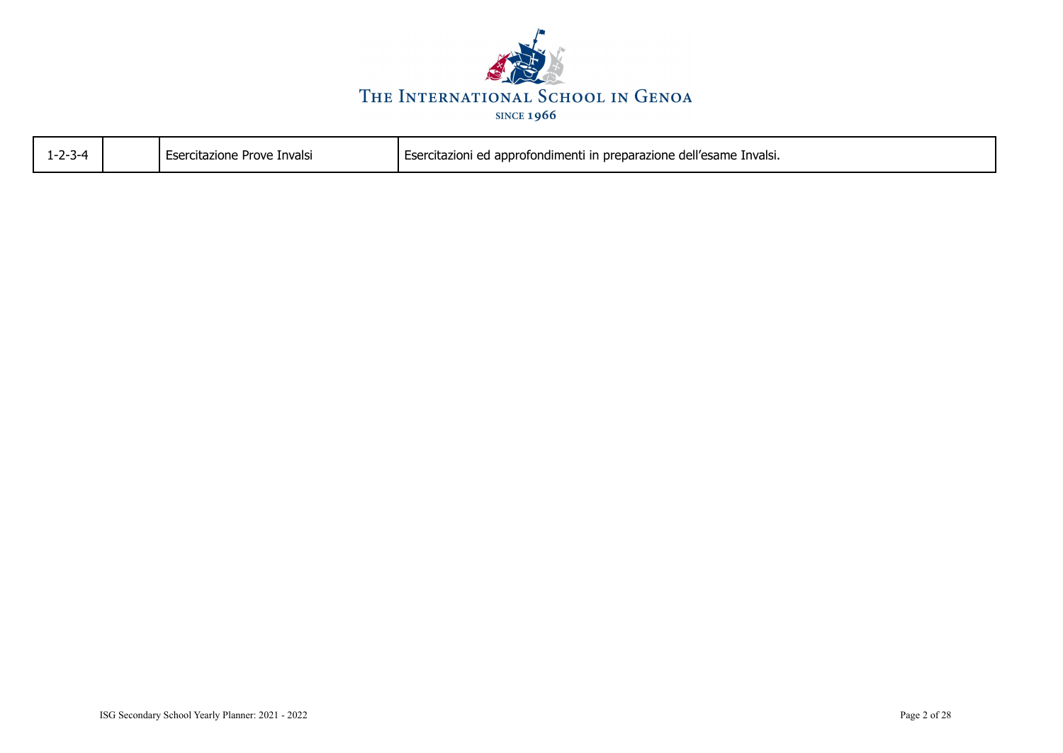| 1-2-3-4 | | Esercitazione Prove Invalsi | Esercitazioni ed approfondimenti in preparazione dell'esame Invalsi. |
|---|---|---|---|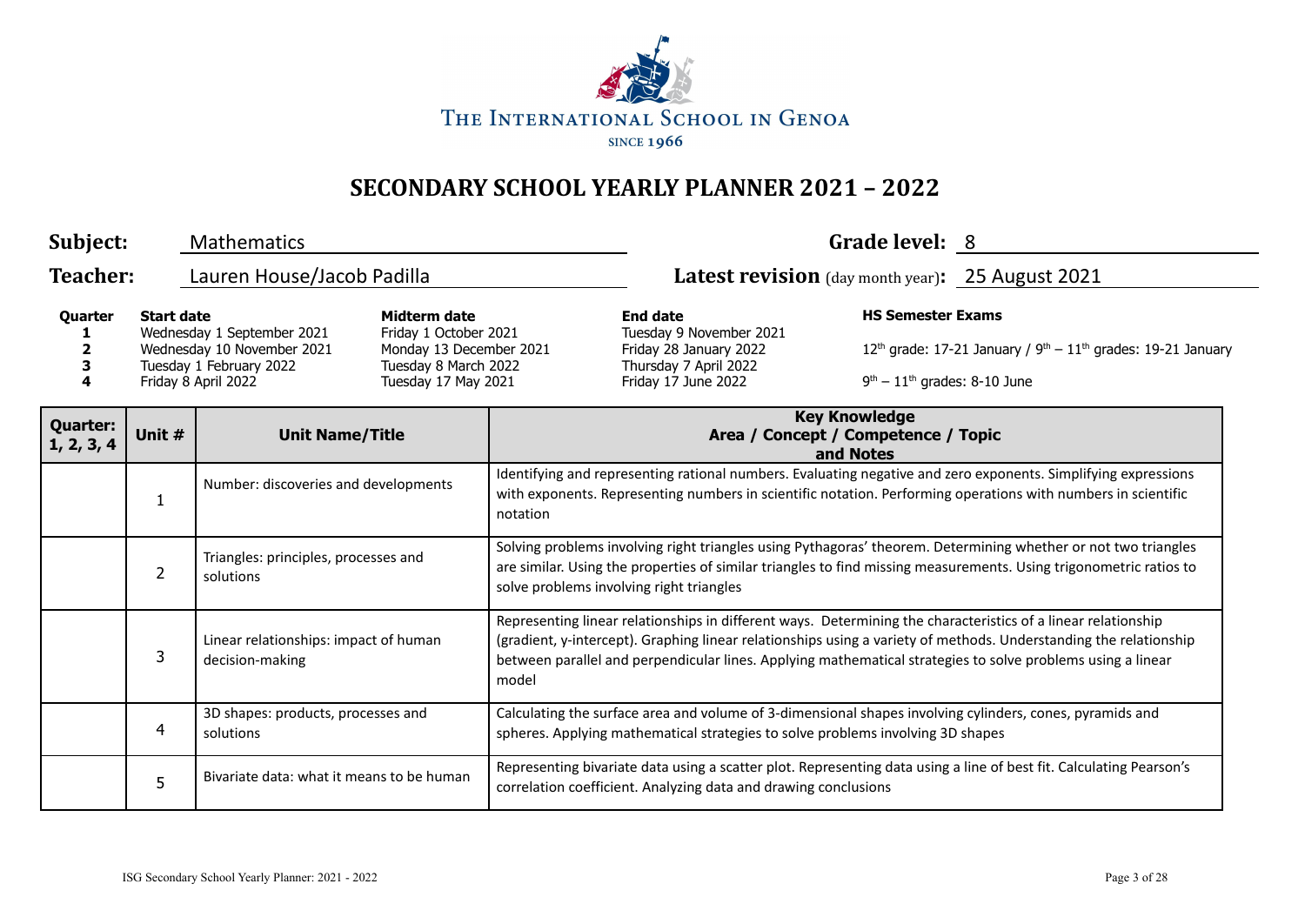THE INTERNATIONAL SCHOOL IN GENOA

SINCE 1966

# SECONDARY SCHOOL YEARLY PLANNER 2021 – 2022

**Subject:** Mathematics **Grade level:** 8

**Teacher:** Lauren House/Jacob Padilla **Latest revision** (day month year)**:** 25 August 2021

| Quarter | Start date | Midterm date | End date | HS Semester Exams |
|---|---|---|---|---|
| 1 | Wednesday 1 September 2021 | Friday 1 October 2021 | Tuesday 9 November 2021 | |
| 2 | Wednesday 10 November 2021 | Monday 13 December 2021 | Friday 28 January 2022 | 12th grade: 17-21 January / 9th – 11th grades: 19-21 January |
| 3 | Tuesday 1 February 2022 | Tuesday 8 March 2022 | Thursday 7 April 2022 | |
| 4 | Friday 8 April 2022 | Tuesday 17 May 2021 | Friday 17 June 2022 | 9th – 11th grades: 8-10 June |

| Quarter: 1, 2, 3, 4 | Unit # | Unit Name/Title | Key Knowledge Area / Concept / Competence / Topic and Notes |
|---|---|---|---|
| | 1 | Number: discoveries and developments | Identifying and representing rational numbers. Evaluating negative and zero exponents. Simplifying expressions with exponents. Representing numbers in scientific notation. Performing operations with numbers in scientific notation |
| | 2 | Triangles: principles, processes and solutions | Solving problems involving right triangles using Pythagoras' theorem. Determining whether or not two triangles are similar. Using the properties of similar triangles to find missing measurements. Using trigonometric ratios to solve problems involving right triangles |
| | 3 | Linear relationships: impact of human decision-making | Representing linear relationships in different ways. Determining the characteristics of a linear relationship (gradient, y-intercept). Graphing linear relationships using a variety of methods. Understanding the relationship between parallel and perpendicular lines. Applying mathematical strategies to solve problems using a linear model |
| | 4 | 3D shapes: products, processes and solutions | Calculating the surface area and volume of 3-dimensional shapes involving cylinders, cones, pyramids and spheres. Applying mathematical strategies to solve problems involving 3D shapes |
| | 5 | Bivariate data: what it means to be human | Representing bivariate data using a scatter plot. Representing data using a line of best fit. Calculating Pearson's correlation coefficient. Analyzing data and drawing conclusions |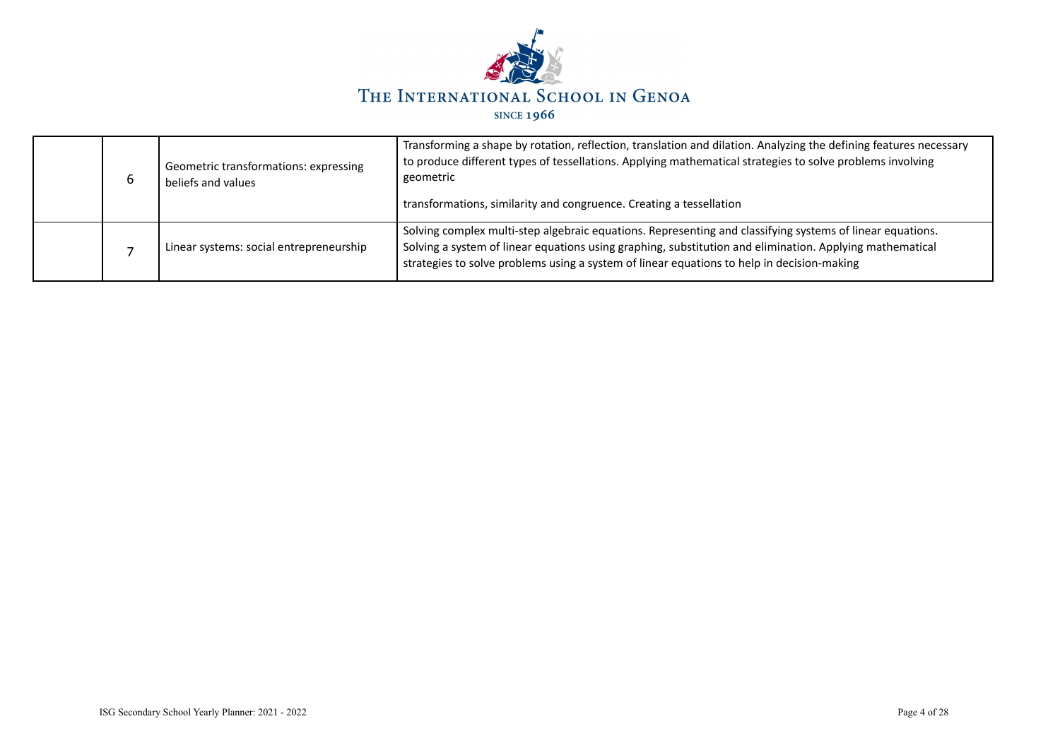|  |  |  |  |
|---|---|---|---|
|  | 6 | Geometric transformations: expressing beliefs and values | Transforming a shape by rotation, reflection, translation and dilation. Analyzing the defining features necessary to produce different types of tessellations. Applying mathematical strategies to solve problems involving geometric<br><br>transformations, similarity and congruence. Creating a tessellation |
|  | 7 | Linear systems: social entrepreneurship | Solving complex multi-step algebraic equations. Representing and classifying systems of linear equations. Solving a system of linear equations using graphing, substitution and elimination. Applying mathematical strategies to solve problems using a system of linear equations to help in decision-making |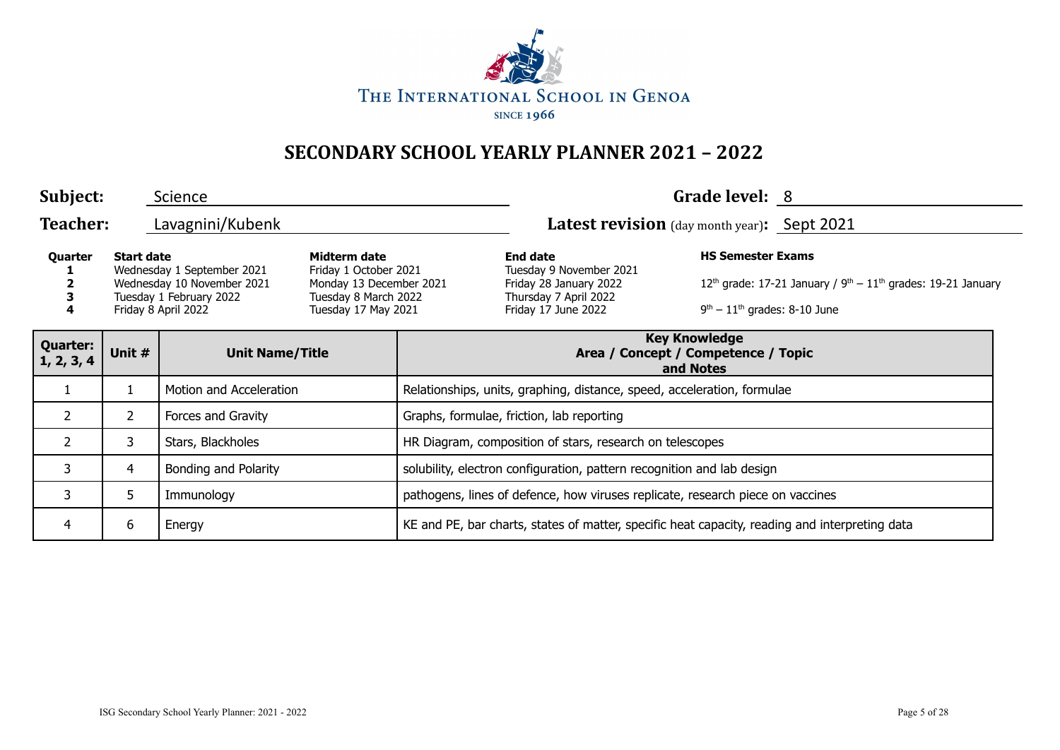THE INTERNATIONAL SCHOOL IN GENOA

SINCE 1966

# SECONDARY SCHOOL YEARLY PLANNER 2021 – 2022

**Subject:** Science **Grade level:** 8

**Teacher:** Lavagnini/Kubenk **Latest revision** (day month year)**:** Sept 2021

| Quarter | Start date | Midterm date | End date | HS Semester Exams |
|---|---|---|---|---|
| 1 | Wednesday 1 September 2021 | Friday 1 October 2021 | Tuesday 9 November 2021 | |
| 2 | Wednesday 10 November 2021 | Monday 13 December 2021 | Friday 28 January 2022 | 12th grade: 17-21 January / 9th – 11th grades: 19-21 January |
| 3 | Tuesday 1 February 2022 | Tuesday 8 March 2022 | Thursday 7 April 2022 | |
| 4 | Friday 8 April 2022 | Tuesday 17 May 2021 | Friday 17 June 2022 | 9th – 11th grades: 8-10 June |

| Quarter: 1, 2, 3, 4 | Unit # | Unit Name/Title | Key Knowledge Area / Concept / Competence / Topic and Notes |
|---|---|---|---|
| 1 | 1 | Motion and Acceleration | Relationships, units, graphing, distance, speed, acceleration, formulae |
| 2 | 2 | Forces and Gravity | Graphs, formulae, friction, lab reporting |
| 2 | 3 | Stars, Blackholes | HR Diagram, composition of stars, research on telescopes |
| 3 | 4 | Bonding and Polarity | solubility, electron configuration, pattern recognition and lab design |
| 3 | 5 | Immunology | pathogens, lines of defence, how viruses replicate, research piece on vaccines |
| 4 | 6 | Energy | KE and PE, bar charts, states of matter, specific heat capacity, reading and interpreting data |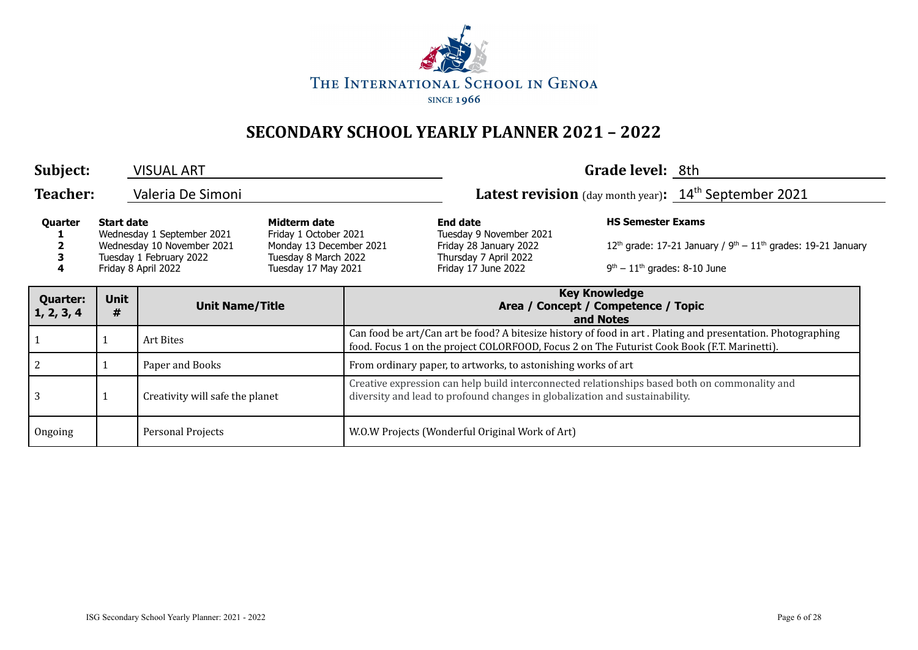THE INTERNATIONAL SCHOOL IN GENOA

SINCE 1966

# SECONDARY SCHOOL YEARLY PLANNER 2021 – 2022

**Subject:** VISUAL ART

**Grade level:** 8th

**Teacher:** Valeria De Simoni

**Latest revision** (day month year)**:** 14th September 2021

| Quarter | Start date | Midterm date | End date | HS Semester Exams |
|---|---|---|---|---|
| 1 | Wednesday 1 September 2021 | Friday 1 October 2021 | Tuesday 9 November 2021 | |
| 2 | Wednesday 10 November 2021 | Monday 13 December 2021 | Friday 28 January 2022 | 12th grade: 17-21 January / 9th – 11th grades: 19-21 January |
| 3 | Tuesday 1 February 2022 | Tuesday 8 March 2022 | Thursday 7 April 2022 | |
| 4 | Friday 8 April 2022 | Tuesday 17 May 2021 | Friday 17 June 2022 | 9th – 11th grades: 8-10 June |

| Quarter: 1, 2, 3, 4 | Unit # | Unit Name/Title | Key Knowledge Area / Concept / Competence / Topic and Notes |
|---|---|---|---|
| 1 | 1 | Art Bites | Can food be art/Can art be food? A bitesize history of food in art . Plating and presentation. Photographing food. Focus 1 on the project COLORFOOD, Focus 2 on The Futurist Cook Book (F.T. Marinetti). |
| 2 | 1 | Paper and Books | From ordinary paper, to artworks, to astonishing works of art |
| 3 | 1 | Creativity will safe the planet | Creative expression can help build interconnected relationships based both on commonality and diversity and lead to profound changes in globalization and sustainability. |
| Ongoing | | Personal Projects | W.O.W Projects (Wonderful Original Work of Art) |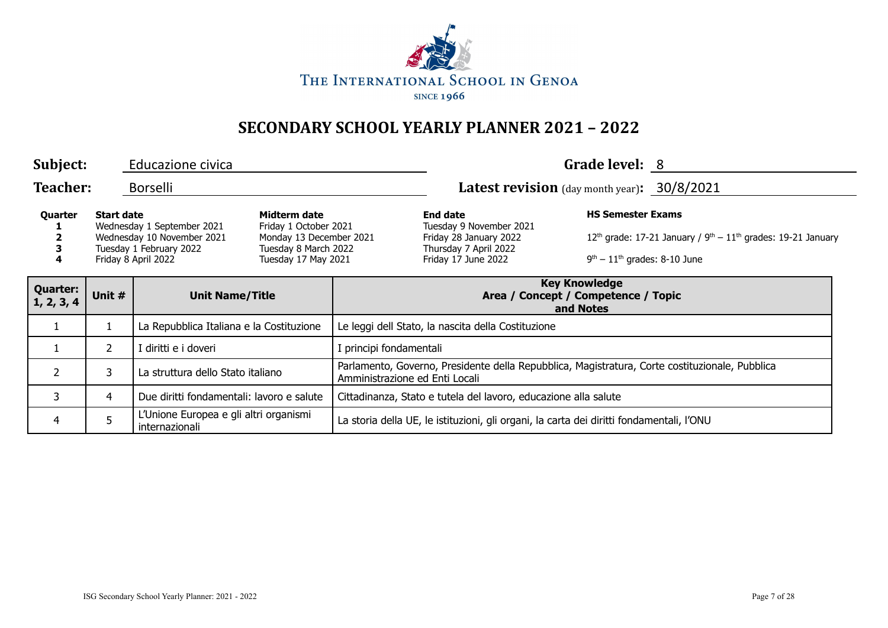THE INTERNATIONAL SCHOOL IN GENOA

SINCE 1966

# SECONDARY SCHOOL YEARLY PLANNER 2021 – 2022

**Subject:** Educazione civica **Grade level:** 8

**Teacher:** Borselli **Latest revision** (day month year)**:** 30/8/2021

| Quarter | Start date | Midterm date | End date | HS Semester Exams |
|---|---|---|---|---|
| 1 | Wednesday 1 September 2021 | Friday 1 October 2021 | Tuesday 9 November 2021 | |
| 2 | Wednesday 10 November 2021 | Monday 13 December 2021 | Friday 28 January 2022 | 12th grade: 17-21 January / 9th – 11th grades: 19-21 January |
| 3 | Tuesday 1 February 2022 | Tuesday 8 March 2022 | Thursday 7 April 2022 | |
| 4 | Friday 8 April 2022 | Tuesday 17 May 2021 | Friday 17 June 2022 | 9th – 11th grades: 8-10 June |

| Quarter: 1, 2, 3, 4 | Unit # | Unit Name/Title | Key Knowledge Area / Concept / Competence / Topic and Notes |
|---|---|---|---|
| 1 | 1 | La Repubblica Italiana e la Costituzione | Le leggi dell Stato, la nascita della Costituzione |
| 1 | 2 | I diritti e i doveri | I principi fondamentali |
| 2 | 3 | La struttura dello Stato italiano | Parlamento, Governo, Presidente della Repubblica, Magistratura, Corte costituzionale, Pubblica Amministrazione ed Enti Locali |
| 3 | 4 | Due diritti fondamentali: lavoro e salute | Cittadinanza, Stato e tutela del lavoro, educazione alla salute |
| 4 | 5 | L'Unione Europea e gli altri organismi internazionali | La storia della UE, le istituzioni, gli organi, la carta dei diritti fondamentali, l'ONU |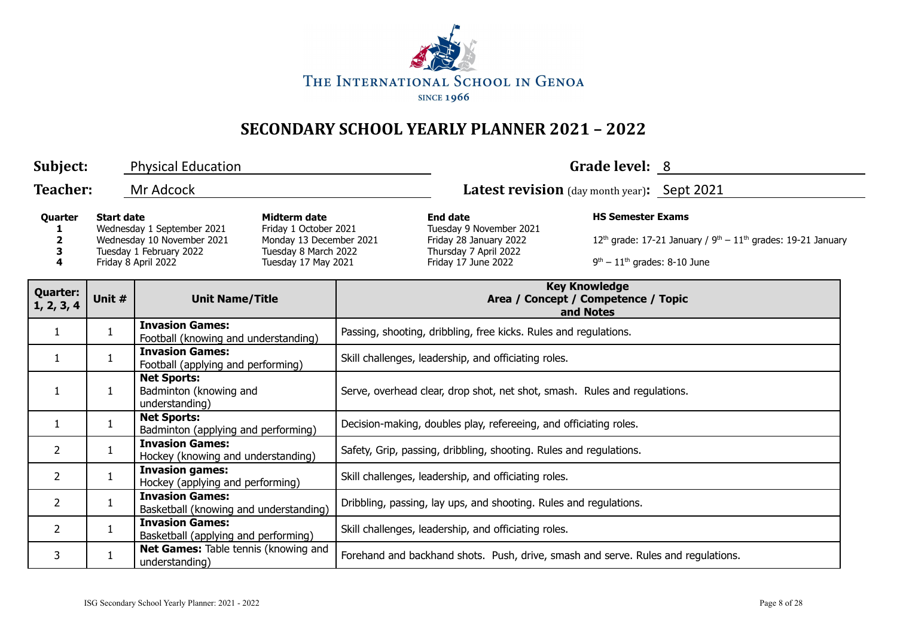THE INTERNATIONAL SCHOOL IN GENOA

SINCE 1966

# SECONDARY SCHOOL YEARLY PLANNER 2021 – 2022

**Subject:** Physical Education **Grade level:** 8

**Teacher:** Mr Adcock **Latest revision** (day month year)**:** Sept 2021

| Quarter | Start date | Midterm date | End date | HS Semester Exams |
|---|---|---|---|---|
| 1 | Wednesday 1 September 2021 | Friday 1 October 2021 | Tuesday 9 November 2021 | |
| 2 | Wednesday 10 November 2021 | Monday 13 December 2021 | Friday 28 January 2022 | 12th grade: 17-21 January / 9th – 11th grades: 19-21 January |
| 3 | Tuesday 1 February 2022 | Tuesday 8 March 2022 | Thursday 7 April 2022 | |
| 4 | Friday 8 April 2022 | Tuesday 17 May 2021 | Friday 17 June 2022 | 9th – 11th grades: 8-10 June |

| Quarter: 1, 2, 3, 4 | Unit # | Unit Name/Title | Key Knowledge Area / Concept / Competence / Topic and Notes |
|---|---|---|---|
| 1 | 1 | **Invasion Games:** Football (knowing and understanding) | Passing, shooting, dribbling, free kicks. Rules and regulations. |
| 1 | 1 | **Invasion Games:** Football (applying and performing) | Skill challenges, leadership, and officiating roles. |
| 1 | 1 | **Net Sports:** Badminton (knowing and understanding) | Serve, overhead clear, drop shot, net shot, smash. Rules and regulations. |
| 1 | 1 | **Net Sports:** Badminton (applying and performing) | Decision-making, doubles play, refereeing, and officiating roles. |
| 2 | 1 | **Invasion Games:** Hockey (knowing and understanding) | Safety, Grip, passing, dribbling, shooting. Rules and regulations. |
| 2 | 1 | **Invasion games:** Hockey (applying and performing) | Skill challenges, leadership, and officiating roles. |
| 2 | 1 | **Invasion Games:** Basketball (knowing and understanding) | Dribbling, passing, lay ups, and shooting. Rules and regulations. |
| 2 | 1 | **Invasion Games:** Basketball (applying and performing) | Skill challenges, leadership, and officiating roles. |
| 3 | 1 | **Net Games:** Table tennis (knowing and understanding) | Forehand and backhand shots. Push, drive, smash and serve. Rules and regulations. |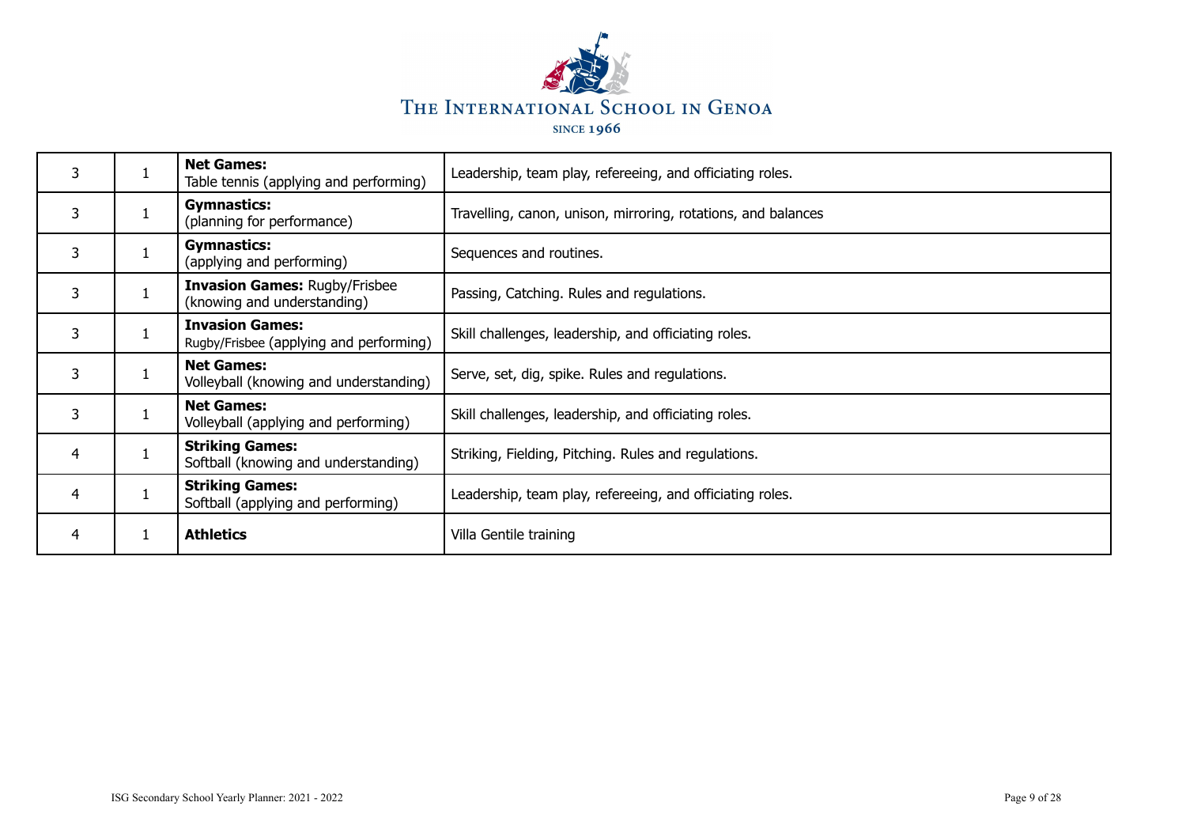| | | | |
|---|---|---|---|
| 3 | 1 | **Net Games:** Table tennis (applying and performing) | Leadership, team play, refereeing, and officiating roles. |
| 3 | 1 | **Gymnastics:** (planning for performance) | Travelling, canon, unison, mirroring, rotations, and balances |
| 3 | 1 | **Gymnastics:** (applying and performing) | Sequences and routines. |
| 3 | 1 | **Invasion Games:** Rugby/Frisbee (knowing and understanding) | Passing, Catching. Rules and regulations. |
| 3 | 1 | **Invasion Games:** Rugby/Frisbee (applying and performing) | Skill challenges, leadership, and officiating roles. |
| 3 | 1 | **Net Games:** Volleyball (knowing and understanding) | Serve, set, dig, spike. Rules and regulations. |
| 3 | 1 | **Net Games:** Volleyball (applying and performing) | Skill challenges, leadership, and officiating roles. |
| 4 | 1 | **Striking Games:** Softball (knowing and understanding) | Striking, Fielding, Pitching. Rules and regulations. |
| 4 | 1 | **Striking Games:** Softball (applying and performing) | Leadership, team play, refereeing, and officiating roles. |
| 4 | 1 | **Athletics** | Villa Gentile training |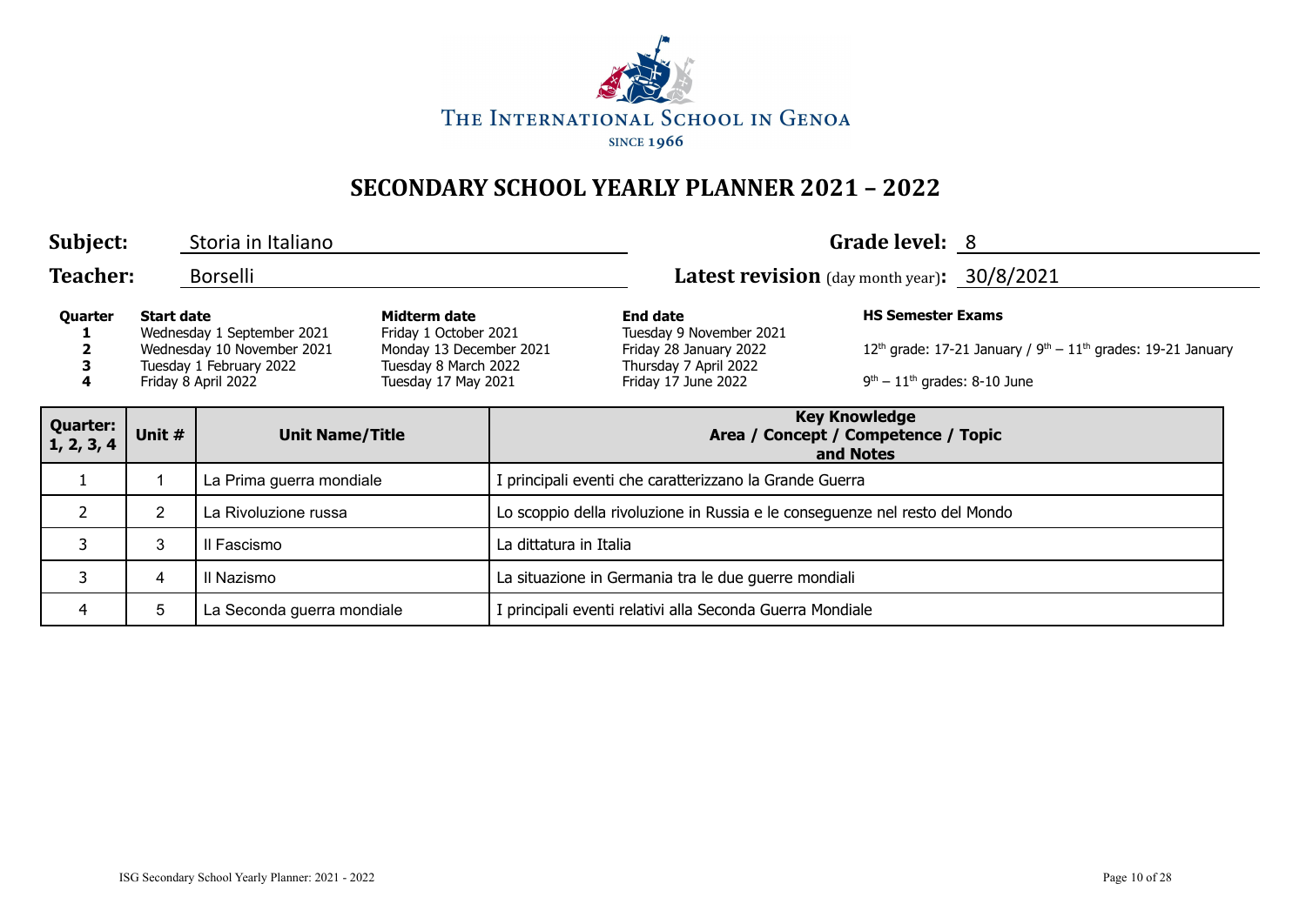THE INTERNATIONAL SCHOOL IN GENOA

SINCE 1966

# SECONDARY SCHOOL YEARLY PLANNER 2021 – 2022

**Subject:** Storia in Italiano **Grade level:** 8

**Teacher:** Borselli **Latest revision** (day month year)**:** 30/8/2021

| Quarter | Start date | Midterm date | End date | HS Semester Exams |
|---|---|---|---|---|
| 1 | Wednesday 1 September 2021 | Friday 1 October 2021 | Tuesday 9 November 2021 | |
| 2 | Wednesday 10 November 2021 | Monday 13 December 2021 | Friday 28 January 2022 | 12th grade: 17-21 January / 9th – 11th grades: 19-21 January |
| 3 | Tuesday 1 February 2022 | Tuesday 8 March 2022 | Thursday 7 April 2022 | |
| 4 | Friday 8 April 2022 | Tuesday 17 May 2021 | Friday 17 June 2022 | 9th – 11th grades: 8-10 June |

| Quarter: 1, 2, 3, 4 | Unit # | Unit Name/Title | Key Knowledge Area / Concept / Competence / Topic and Notes |
|---|---|---|---|
| 1 | 1 | La Prima guerra mondiale | I principali eventi che caratterizzano la Grande Guerra |
| 2 | 2 | La Rivoluzione russa | Lo scoppio della rivoluzione in Russia e le conseguenze nel resto del Mondo |
| 3 | 3 | Il Fascismo | La dittatura in Italia |
| 3 | 4 | Il Nazismo | La situazione in Germania tra le due guerre mondiali |
| 4 | 5 | La Seconda guerra mondiale | I principali eventi relativi alla Seconda Guerra Mondiale |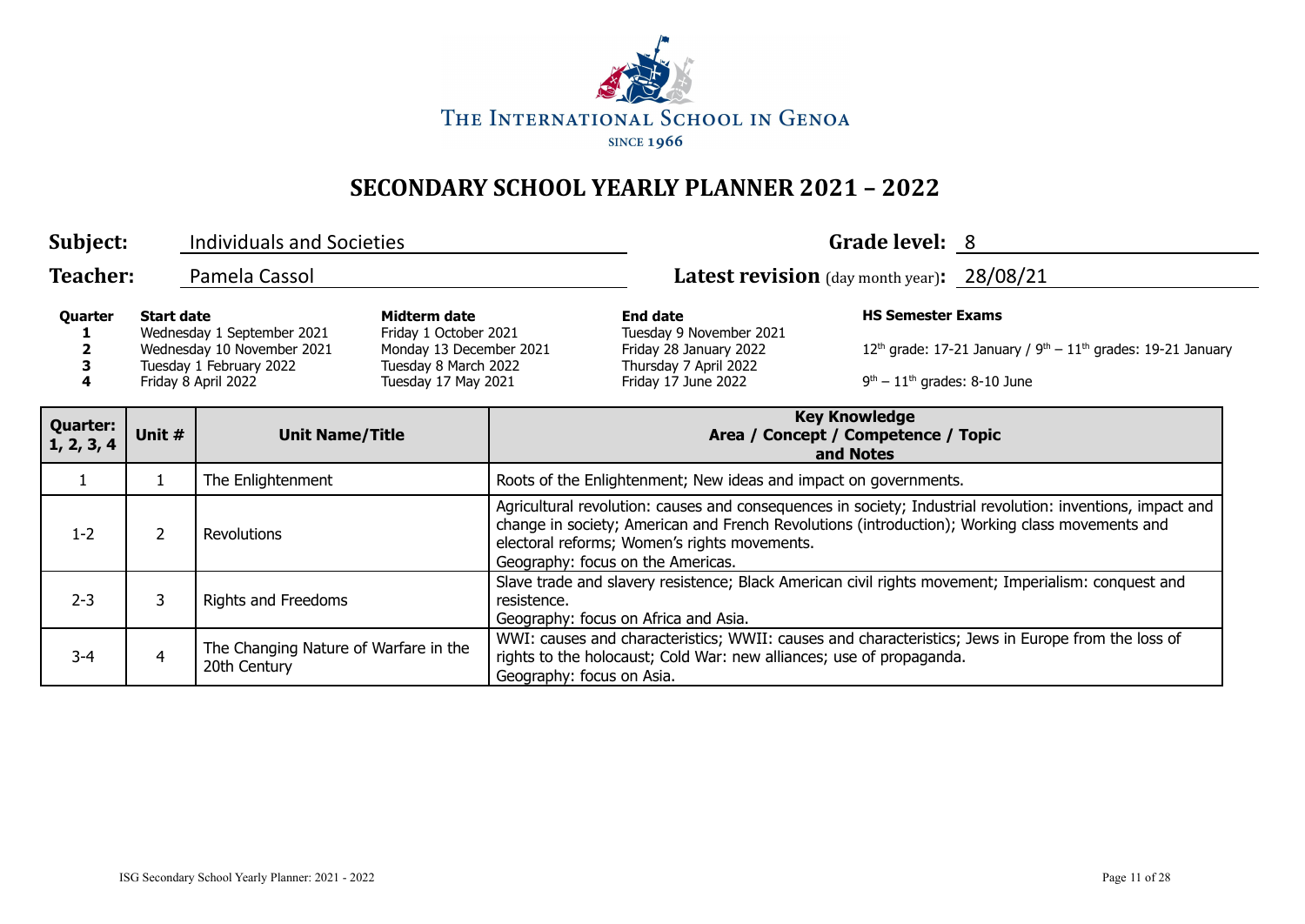THE INTERNATIONAL SCHOOL IN GENOA

SINCE 1966

# SECONDARY SCHOOL YEARLY PLANNER 2021 – 2022

**Subject:** Individuals and Societies **Grade level:** 8

**Teacher:** Pamela Cassol **Latest revision** (day month year)**:** 28/08/21

| Quarter | Start date | Midterm date | End date | HS Semester Exams |
|---|---|---|---|---|
| 1 | Wednesday 1 September 2021 | Friday 1 October 2021 | Tuesday 9 November 2021 | |
| 2 | Wednesday 10 November 2021 | Monday 13 December 2021 | Friday 28 January 2022 | 12th grade: 17-21 January / 9th – 11th grades: 19-21 January |
| 3 | Tuesday 1 February 2022 | Tuesday 8 March 2022 | Thursday 7 April 2022 | |
| 4 | Friday 8 April 2022 | Tuesday 17 May 2021 | Friday 17 June 2022 | 9th – 11th grades: 8-10 June |

| Quarter: 1, 2, 3, 4 | Unit # | Unit Name/Title | Key Knowledge Area / Concept / Competence / Topic and Notes |
|---|---|---|---|
| 1 | 1 | The Enlightenment | Roots of the Enlightenment; New ideas and impact on governments. |
| 1-2 | 2 | Revolutions | Agricultural revolution: causes and consequences in society; Industrial revolution: inventions, impact and change in society; American and French Revolutions (introduction); Working class movements and electoral reforms; Women's rights movements.<br>Geography: focus on the Americas. |
| 2-3 | 3 | Rights and Freedoms | Slave trade and slavery resistence; Black American civil rights movement; Imperialism: conquest and resistence.<br>Geography: focus on Africa and Asia. |
| 3-4 | 4 | The Changing Nature of Warfare in the 20th Century | WWI: causes and characteristics; WWII: causes and characteristics; Jews in Europe from the loss of rights to the holocaust; Cold War: new alliances; use of propaganda.<br>Geography: focus on Asia. |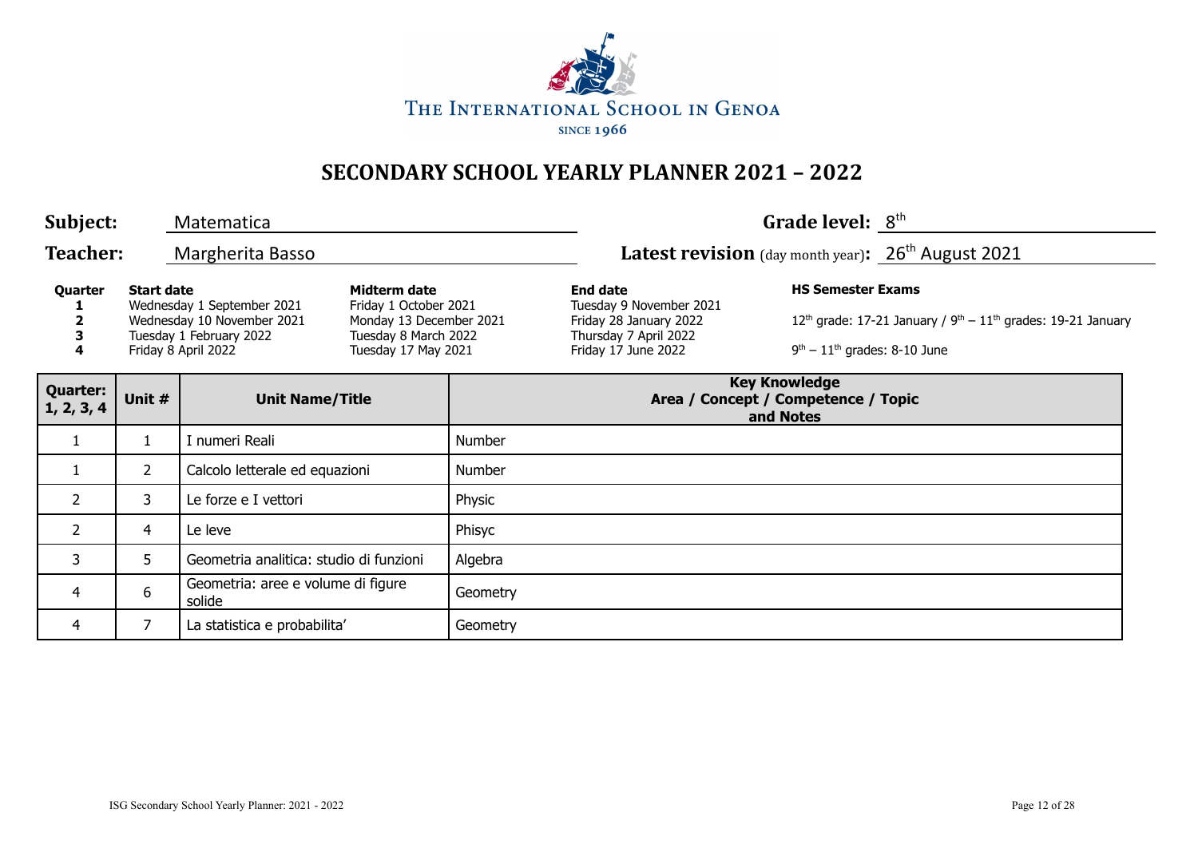THE INTERNATIONAL SCHOOL IN GENOA

SINCE 1966

# SECONDARY SCHOOL YEARLY PLANNER 2021 – 2022

**Subject:** Matematica

**Grade level:** 8th

**Teacher:** Margherita Basso

**Latest revision** (day month year)**:** 26th August 2021

| Quarter | Start date | Midterm date | End date | HS Semester Exams |
|---|---|---|---|---|
| 1 | Wednesday 1 September 2021 | Friday 1 October 2021 | Tuesday 9 November 2021 | |
| 2 | Wednesday 10 November 2021 | Monday 13 December 2021 | Friday 28 January 2022 | 12th grade: 17-21 January / 9th – 11th grades: 19-21 January |
| 3 | Tuesday 1 February 2022 | Tuesday 8 March 2022 | Thursday 7 April 2022 | |
| 4 | Friday 8 April 2022 | Tuesday 17 May 2021 | Friday 17 June 2022 | 9th – 11th grades: 8-10 June |

| Quarter: 1, 2, 3, 4 | Unit # | Unit Name/Title | Key Knowledge Area / Concept / Competence / Topic and Notes |
|---|---|---|---|
| 1 | 1 | I numeri Reali | Number |
| 1 | 2 | Calcolo letterale ed equazioni | Number |
| 2 | 3 | Le forze e I vettori | Physic |
| 2 | 4 | Le leve | Phisyc |
| 3 | 5 | Geometria analitica: studio di funzioni | Algebra |
| 4 | 6 | Geometria: aree e volume di figure solide | Geometry |
| 4 | 7 | La statistica e probabilita' | Geometry |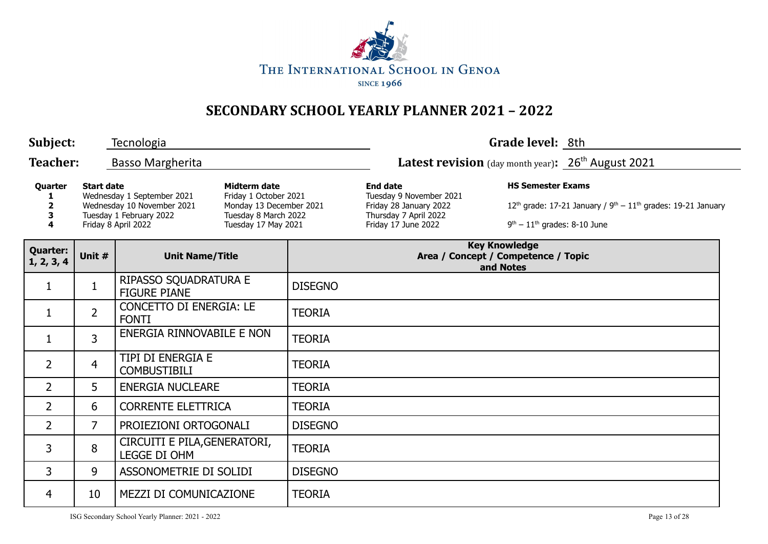THE INTERNATIONAL SCHOOL IN GENOA

SINCE 1966

# SECONDARY SCHOOL YEARLY PLANNER 2021 – 2022

**Subject:** Tecnologia

**Grade level:** 8th

**Teacher:** Basso Margherita

**Latest revision** (day month year)**:** 26th August 2021

| Quarter | Start date | Midterm date | End date | HS Semester Exams |
|---|---|---|---|---|
| 1 | Wednesday 1 September 2021 | Friday 1 October 2021 | Tuesday 9 November 2021 | |
| 2 | Wednesday 10 November 2021 | Monday 13 December 2021 | Friday 28 January 2022 | 12th grade: 17-21 January / 9th – 11th grades: 19-21 January |
| 3 | Tuesday 1 February 2022 | Tuesday 8 March 2022 | Thursday 7 April 2022 | |
| 4 | Friday 8 April 2022 | Tuesday 17 May 2021 | Friday 17 June 2022 | 9th – 11th grades: 8-10 June |

| Quarter: 1, 2, 3, 4 | Unit # | Unit Name/Title | Key Knowledge Area / Concept / Competence / Topic and Notes |
|---|---|---|---|
| 1 | 1 | RIPASSO SQUADRATURA E FIGURE PIANE | DISEGNO |
| 1 | 2 | CONCETTO DI ENERGIA: LE FONTI | TEORIA |
| 1 | 3 | ENERGIA RINNOVABILE E NON | TEORIA |
| 2 | 4 | TIPI DI ENERGIA E COMBUSTIBILI | TEORIA |
| 2 | 5 | ENERGIA NUCLEARE | TEORIA |
| 2 | 6 | CORRENTE ELETTRICA | TEORIA |
| 2 | 7 | PROIEZIONI ORTOGONALI | DISEGNO |
| 3 | 8 | CIRCUITI E PILA,GENERATORI, LEGGE DI OHM | TEORIA |
| 3 | 9 | ASSONOMETRIE DI SOLIDI | DISEGNO |
| 4 | 10 | MEZZI DI COMUNICAZIONE | TEORIA |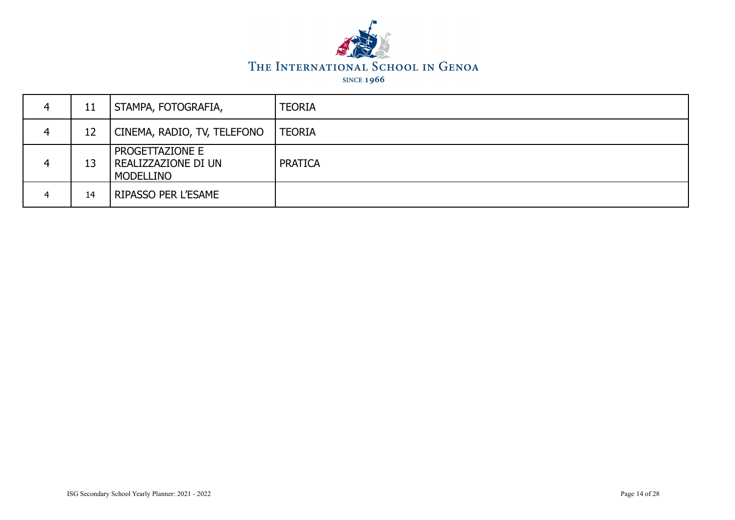| 4 | 11 | STAMPA, FOTOGRAFIA, | TEORIA |
|---|---|---|---|
| 4 | 12 | CINEMA, RADIO, TV, TELEFONO | TEORIA |
| 4 | 13 | PROGETTAZIONE E REALIZZAZIONE DI UN MODELLINO | PRATICA |
| 4 | 14 | RIPASSO PER L'ESAME | |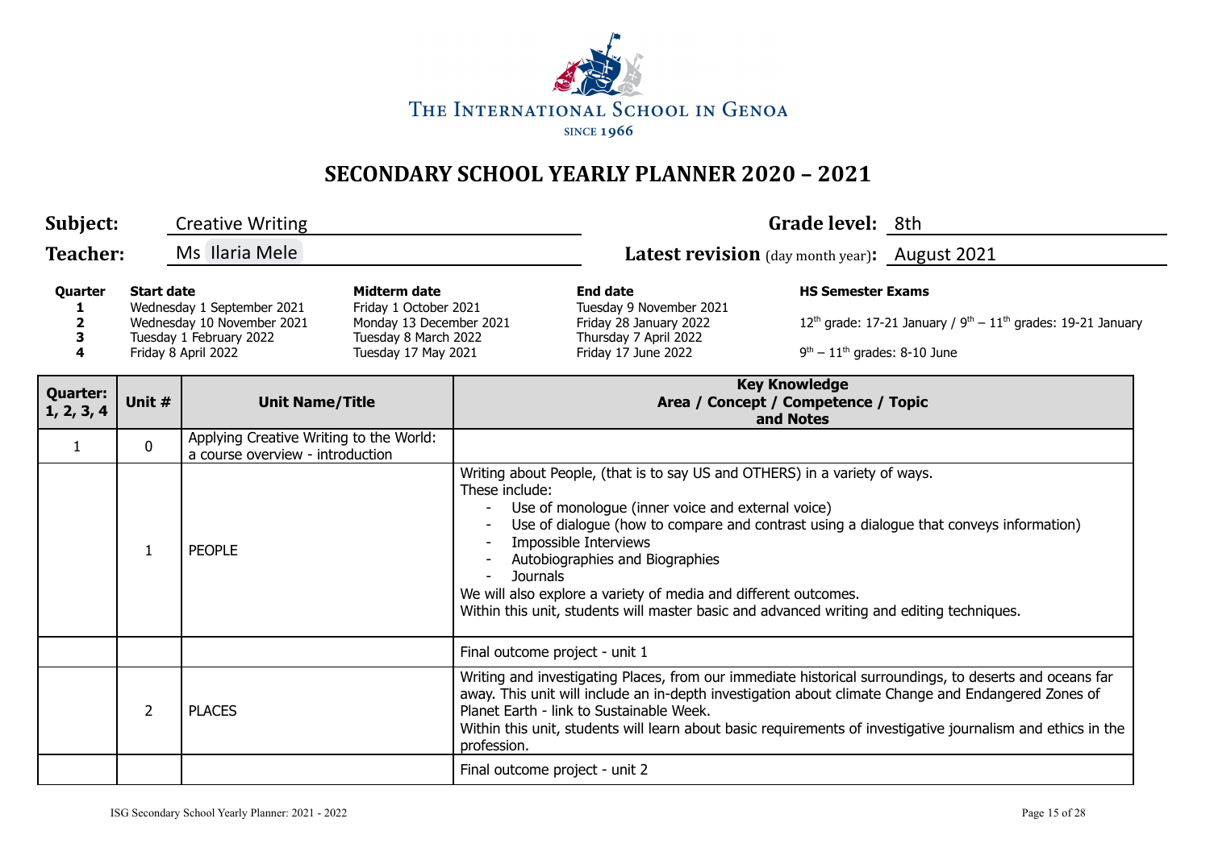THE INTERNATIONAL SCHOOL IN GENOA

SINCE 1966

# SECONDARY SCHOOL YEARLY PLANNER 2020 – 2021

**Subject:** Creative Writing

**Grade level:** 8th

**Teacher:** Ms Ilaria Mele

**Latest revision** (day month year)**:** August 2021

| Quarter | Start date | Midterm date | End date | HS Semester Exams |
|---|---|---|---|---|
| 1 | Wednesday 1 September 2021 | Friday 1 October 2021 | Tuesday 9 November 2021 | |
| 2 | Wednesday 10 November 2021 | Monday 13 December 2021 | Friday 28 January 2022 | 12th grade: 17-21 January / 9th – 11th grades: 19-21 January |
| 3 | Tuesday 1 February 2022 | Tuesday 8 March 2022 | Thursday 7 April 2022 | |
| 4 | Friday 8 April 2022 | Tuesday 17 May 2021 | Friday 17 June 2022 | 9th – 11th grades: 8-10 June |

| Quarter: 1, 2, 3, 4 | Unit # | Unit Name/Title | Key Knowledge Area / Concept / Competence / Topic and Notes |
|---|---|---|---|
| 1 | 0 | Applying Creative Writing to the World: a course overview - introduction | |
| | 1 | PEOPLE | Writing about People, (that is to say US and OTHERS) in a variety of ways.<br>These include:<br>- Use of monologue (inner voice and external voice)<br>- Use of dialogue (how to compare and contrast using a dialogue that conveys information)<br>- Impossible Interviews<br>- Autobiographies and Biographies<br>- Journals<br>We will also explore a variety of media and different outcomes.<br>Within this unit, students will master basic and advanced writing and editing techniques. |
| | | | Final outcome project - unit 1 |
| | 2 | PLACES | Writing and investigating Places, from our immediate historical surroundings, to deserts and oceans far away. This unit will include an in-depth investigation about climate Change and Endangered Zones of Planet Earth - link to Sustainable Week.<br>Within this unit, students will learn about basic requirements of investigative journalism and ethics in the profession. |
| | | | Final outcome project - unit 2 |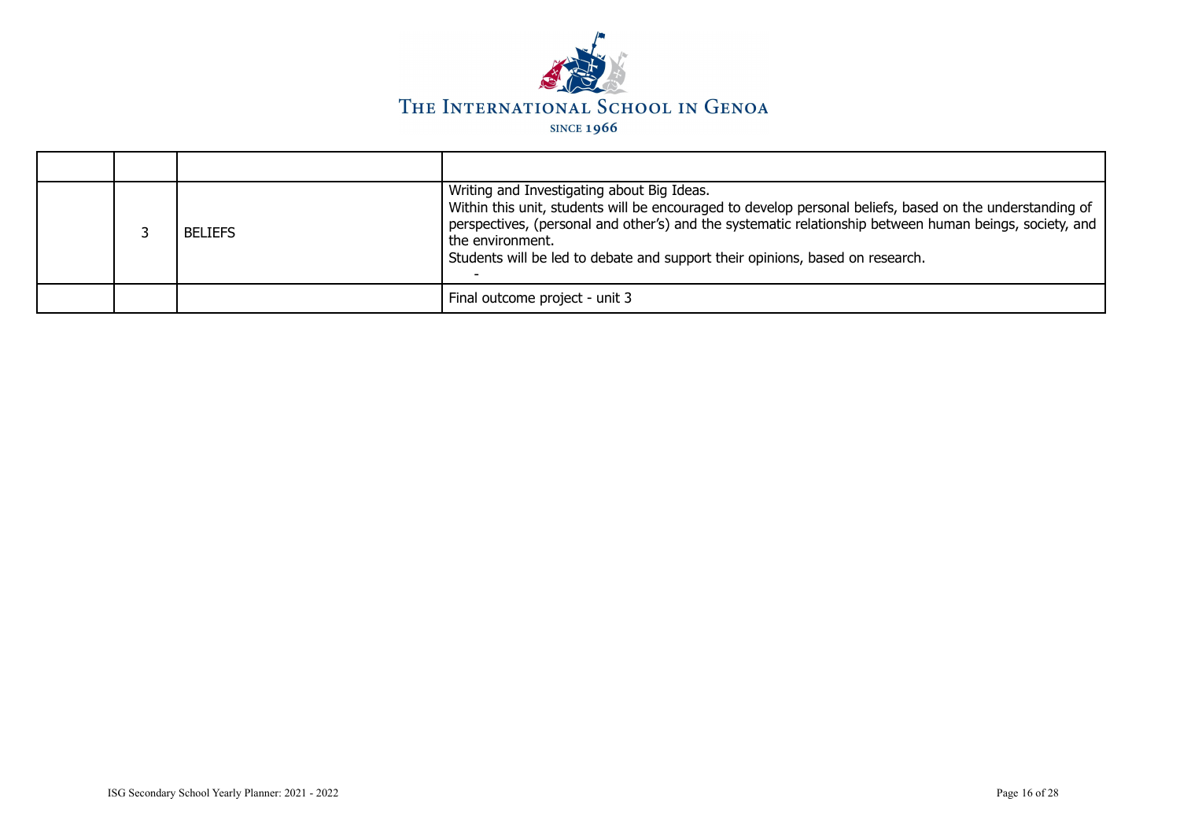| | | | |
|---|---|---|---|
| | 3 | BELIEFS | Writing and Investigating about Big Ideas.<br>Within this unit, students will be encouraged to develop personal beliefs, based on the understanding of perspectives, (personal and other's) and the systematic relationship between human beings, society, and the environment.<br>Students will be led to debate and support their opinions, based on research.<br>- |
| | | | Final outcome project - unit 3 |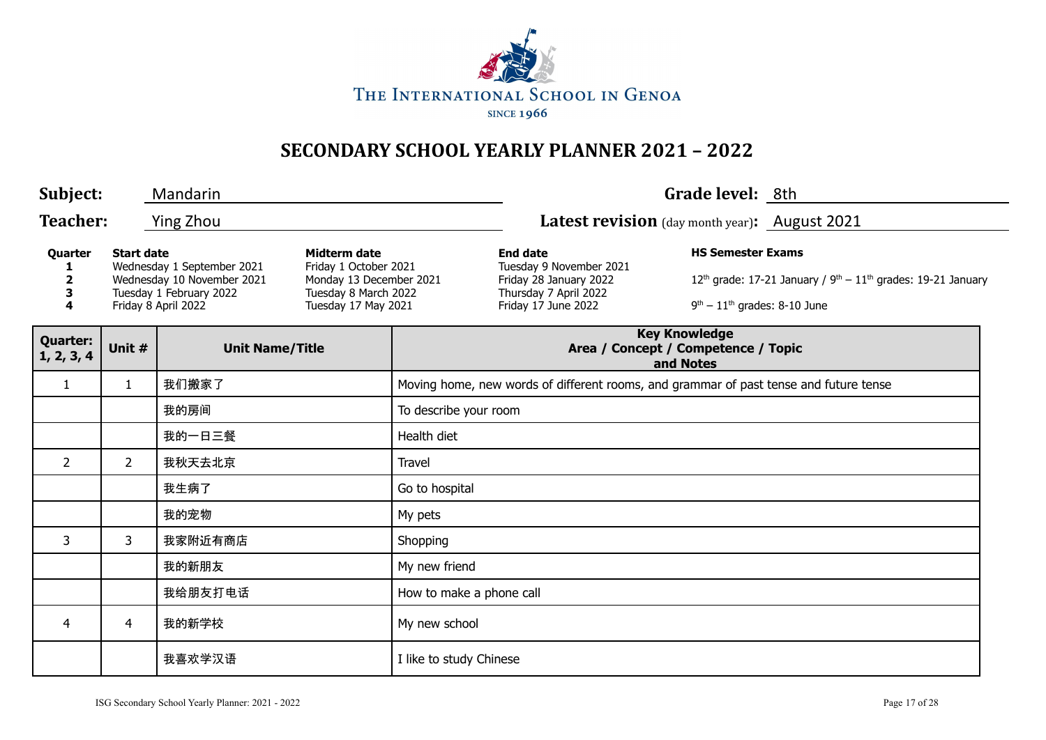THE INTERNATIONAL SCHOOL IN GENOA

SINCE 1966

# SECONDARY SCHOOL YEARLY PLANNER 2021 – 2022

**Subject:** Mandarin **Grade level:** 8th

**Teacher:** Ying Zhou **Latest revision** (day month year)**:** August 2021

| Quarter | Start date | Midterm date | End date | HS Semester Exams |
|---|---|---|---|---|
| 1 | Wednesday 1 September 2021 | Friday 1 October 2021 | Tuesday 9 November 2021 | |
| 2 | Wednesday 10 November 2021 | Monday 13 December 2021 | Friday 28 January 2022 | 12th grade: 17-21 January / 9th – 11th grades: 19-21 January |
| 3 | Tuesday 1 February 2022 | Tuesday 8 March 2022 | Thursday 7 April 2022 | |
| 4 | Friday 8 April 2022 | Tuesday 17 May 2021 | Friday 17 June 2022 | 9th – 11th grades: 8-10 June |

| Quarter: 1, 2, 3, 4 | Unit # | Unit Name/Title | Key Knowledge Area / Concept / Competence / Topic and Notes |
|---|---|---|---|
| 1 | 1 | 我们搬家了 | Moving home, new words of different rooms, and grammar of past tense and future tense |
| | | 我的房间 | To describe your room |
| | | 我的一日三餐 | Health diet |
| 2 | 2 | 我秋天去北京 | Travel |
| | | 我生病了 | Go to hospital |
| | | 我的宠物 | My pets |
| 3 | 3 | 我家附近有商店 | Shopping |
| | | 我的新朋友 | My new friend |
| | | 我给朋友打电话 | How to make a phone call |
| 4 | 4 | 我的新学校 | My new school |
| | | 我喜欢学汉语 | I like to study Chinese |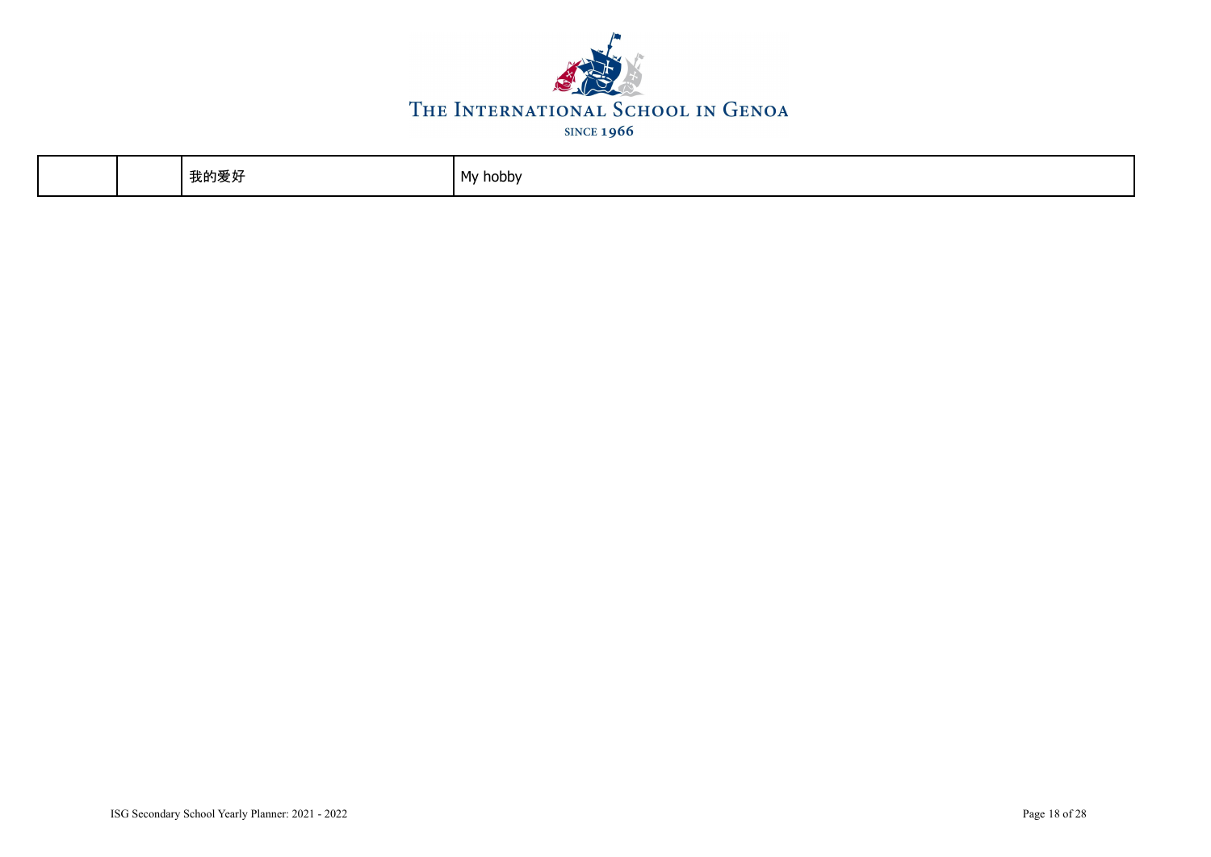| | | 我的爱好 | My hobby |
|---|---|---|---|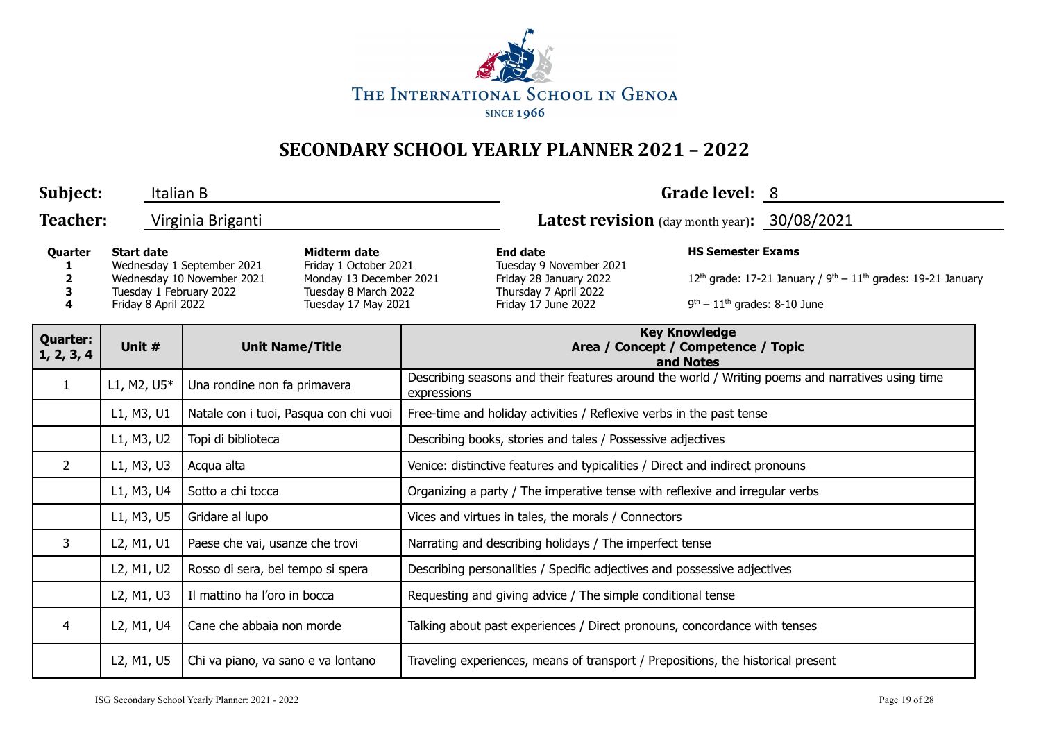The International School in Genoa

since 1966

# SECONDARY SCHOOL YEARLY PLANNER 2021 – 2022

**Subject:** Italian B **Grade level:** 8

**Teacher:** Virginia Briganti **Latest revision** (day month year)**:** 30/08/2021

| Quarter | Start date | Midterm date | End date | HS Semester Exams |
|---|---|---|---|---|
| 1 | Wednesday 1 September 2021 | Friday 1 October 2021 | Tuesday 9 November 2021 | |
| 2 | Wednesday 10 November 2021 | Monday 13 December 2021 | Friday 28 January 2022 | 12th grade: 17-21 January / 9th – 11th grades: 19-21 January |
| 3 | Tuesday 1 February 2022 | Tuesday 8 March 2022 | Thursday 7 April 2022 | |
| 4 | Friday 8 April 2022 | Tuesday 17 May 2021 | Friday 17 June 2022 | 9th – 11th grades: 8-10 June |

| Quarter: 1, 2, 3, 4 | Unit # | Unit Name/Title | Key Knowledge Area / Concept / Competence / Topic and Notes |
|---|---|---|---|
| 1 | L1, M2, U5* | Una rondine non fa primavera | Describing seasons and their features around the world / Writing poems and narratives using time expressions |
| | L1, M3, U1 | Natale con i tuoi, Pasqua con chi vuoi | Free-time and holiday activities / Reflexive verbs in the past tense |
| | L1, M3, U2 | Topi di biblioteca | Describing books, stories and tales / Possessive adjectives |
| 2 | L1, M3, U3 | Acqua alta | Venice: distinctive features and typicalities / Direct and indirect pronouns |
| | L1, M3, U4 | Sotto a chi tocca | Organizing a party / The imperative tense with reflexive and irregular verbs |
| | L1, M3, U5 | Gridare al lupo | Vices and virtues in tales, the morals / Connectors |
| 3 | L2, M1, U1 | Paese che vai, usanze che trovi | Narrating and describing holidays / The imperfect tense |
| | L2, M1, U2 | Rosso di sera, bel tempo si spera | Describing personalities / Specific adjectives and possessive adjectives |
| | L2, M1, U3 | Il mattino ha l'oro in bocca | Requesting and giving advice / The simple conditional tense |
| 4 | L2, M1, U4 | Cane che abbaia non morde | Talking about past experiences / Direct pronouns, concordance with tenses |
| | L2, M1, U5 | Chi va piano, va sano e va lontano | Traveling experiences, means of transport / Prepositions, the historical present |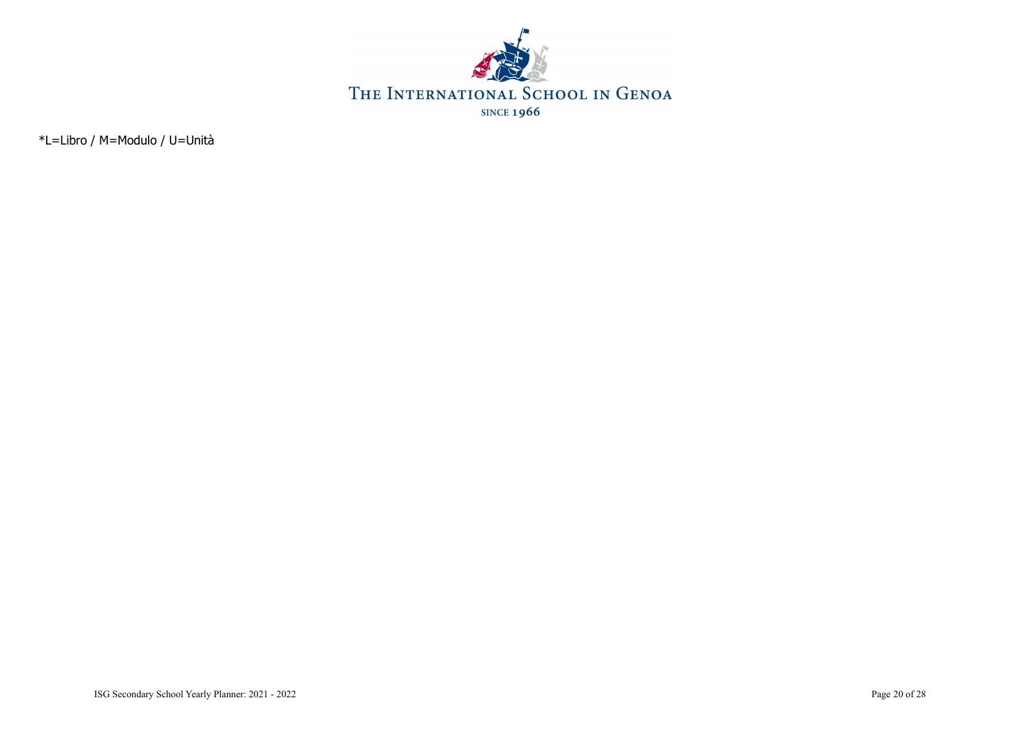*L=Libro / M=Modulo / U=Unità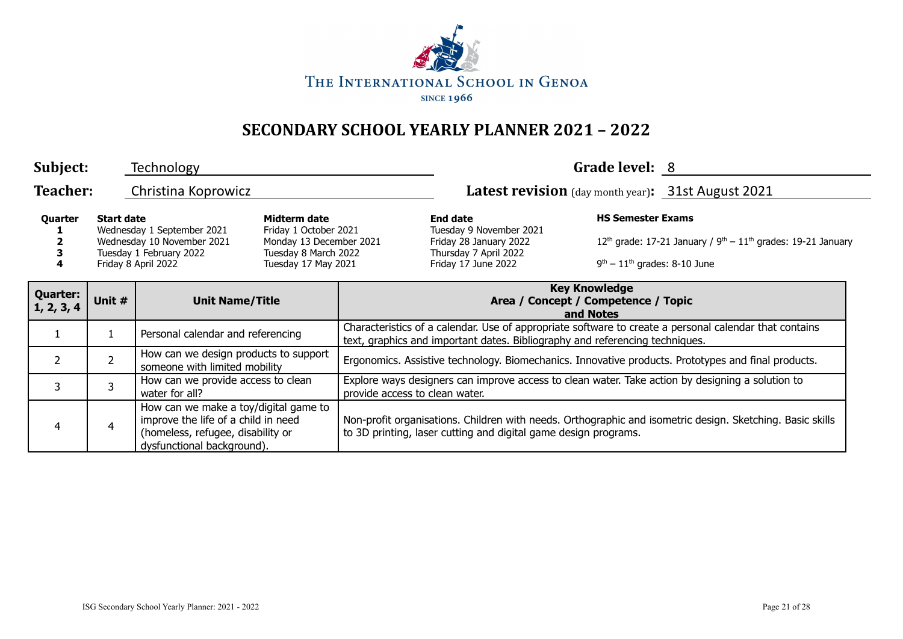THE INTERNATIONAL SCHOOL IN GENOA

SINCE 1966

# SECONDARY SCHOOL YEARLY PLANNER 2021 – 2022

**Subject:** Technology

**Grade level:** 8

**Teacher:** Christina Koprowicz

**Latest revision** (day month year)**:** 31st August 2021

| Quarter | Start date | Midterm date | End date | HS Semester Exams |
|---|---|---|---|---|
| 1 | Wednesday 1 September 2021 | Friday 1 October 2021 | Tuesday 9 November 2021 | |
| 2 | Wednesday 10 November 2021 | Monday 13 December 2021 | Friday 28 January 2022 | 12th grade: 17-21 January / 9th – 11th grades: 19-21 January |
| 3 | Tuesday 1 February 2022 | Tuesday 8 March 2022 | Thursday 7 April 2022 | |
| 4 | Friday 8 April 2022 | Tuesday 17 May 2021 | Friday 17 June 2022 | 9th – 11th grades: 8-10 June |

| Quarter: 1, 2, 3, 4 | Unit # | Unit Name/Title | Key Knowledge Area / Concept / Competence / Topic and Notes |
|---|---|---|---|
| 1 | 1 | Personal calendar and referencing | Characteristics of a calendar. Use of appropriate software to create a personal calendar that contains text, graphics and important dates. Bibliography and referencing techniques. |
| 2 | 2 | How can we design products to support someone with limited mobility | Ergonomics. Assistive technology. Biomechanics. Innovative products. Prototypes and final products. |
| 3 | 3 | How can we provide access to clean water for all? | Explore ways designers can improve access to clean water. Take action by designing a solution to provide access to clean water. |
| 4 | 4 | How can we make a toy/digital game to improve the life of a child in need (homeless, refugee, disability or dysfunctional background). | Non-profit organisations. Children with needs. Orthographic and isometric design. Sketching. Basic skills to 3D printing, laser cutting and digital game design programs. |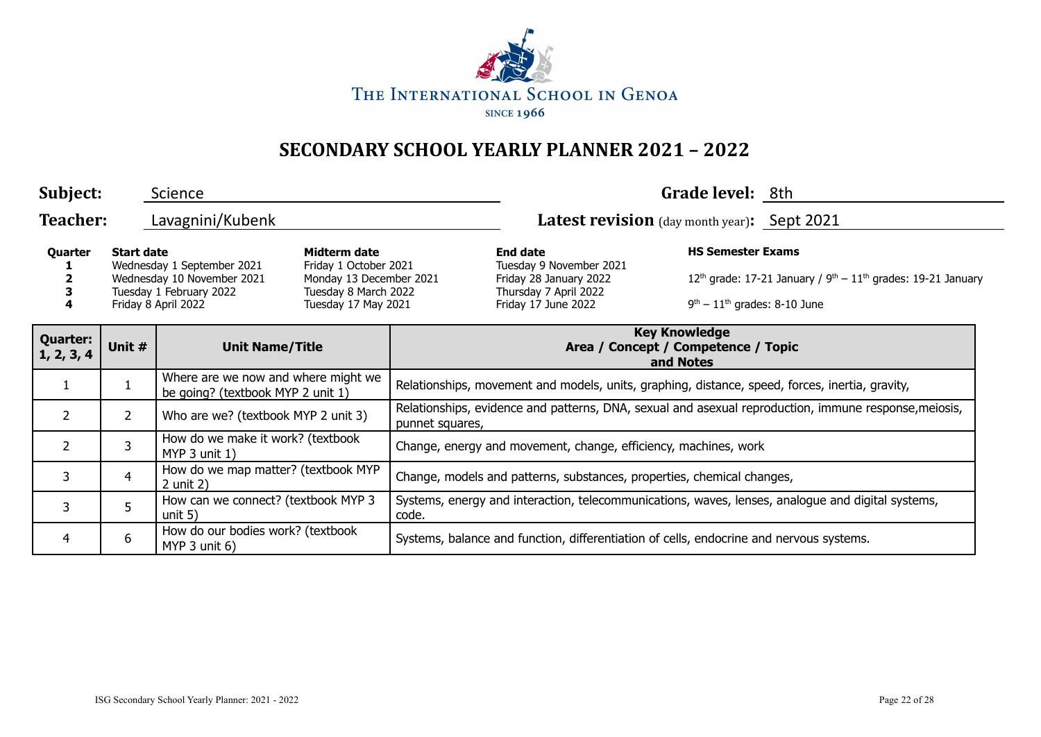THE INTERNATIONAL SCHOOL IN GENOA

SINCE 1966

# SECONDARY SCHOOL YEARLY PLANNER 2021 – 2022

**Subject:** Science

**Grade level:** 8th

**Teacher:** Lavagnini/Kubenk

**Latest revision** (day month year)**:** Sept 2021

| Quarter | Start date | Midterm date | End date | HS Semester Exams |
|---|---|---|---|---|
| 1 | Wednesday 1 September 2021 | Friday 1 October 2021 | Tuesday 9 November 2021 | |
| 2 | Wednesday 10 November 2021 | Monday 13 December 2021 | Friday 28 January 2022 | 12th grade: 17-21 January / 9th – 11th grades: 19-21 January |
| 3 | Tuesday 1 February 2022 | Tuesday 8 March 2022 | Thursday 7 April 2022 | |
| 4 | Friday 8 April 2022 | Tuesday 17 May 2021 | Friday 17 June 2022 | 9th – 11th grades: 8-10 June |

| Quarter: 1, 2, 3, 4 | Unit # | Unit Name/Title | Key Knowledge Area / Concept / Competence / Topic and Notes |
|---|---|---|---|
| 1 | 1 | Where are we now and where might we be going? (textbook MYP 2 unit 1) | Relationships, movement and models, units, graphing, distance, speed, forces, inertia, gravity, |
| 2 | 2 | Who are we? (textbook MYP 2 unit 3) | Relationships, evidence and patterns, DNA, sexual and asexual reproduction, immune response,meiosis, punnet squares, |
| 2 | 3 | How do we make it work? (textbook MYP 3 unit 1) | Change, energy and movement, change, efficiency, machines, work |
| 3 | 4 | How do we map matter? (textbook MYP 2 unit 2) | Change, models and patterns, substances, properties, chemical changes, |
| 3 | 5 | How can we connect? (textbook MYP 3 unit 5) | Systems, energy and interaction, telecommunications, waves, lenses, analogue and digital systems, code. |
| 4 | 6 | How do our bodies work? (textbook MYP 3 unit 6) | Systems, balance and function, differentiation of cells, endocrine and nervous systems. |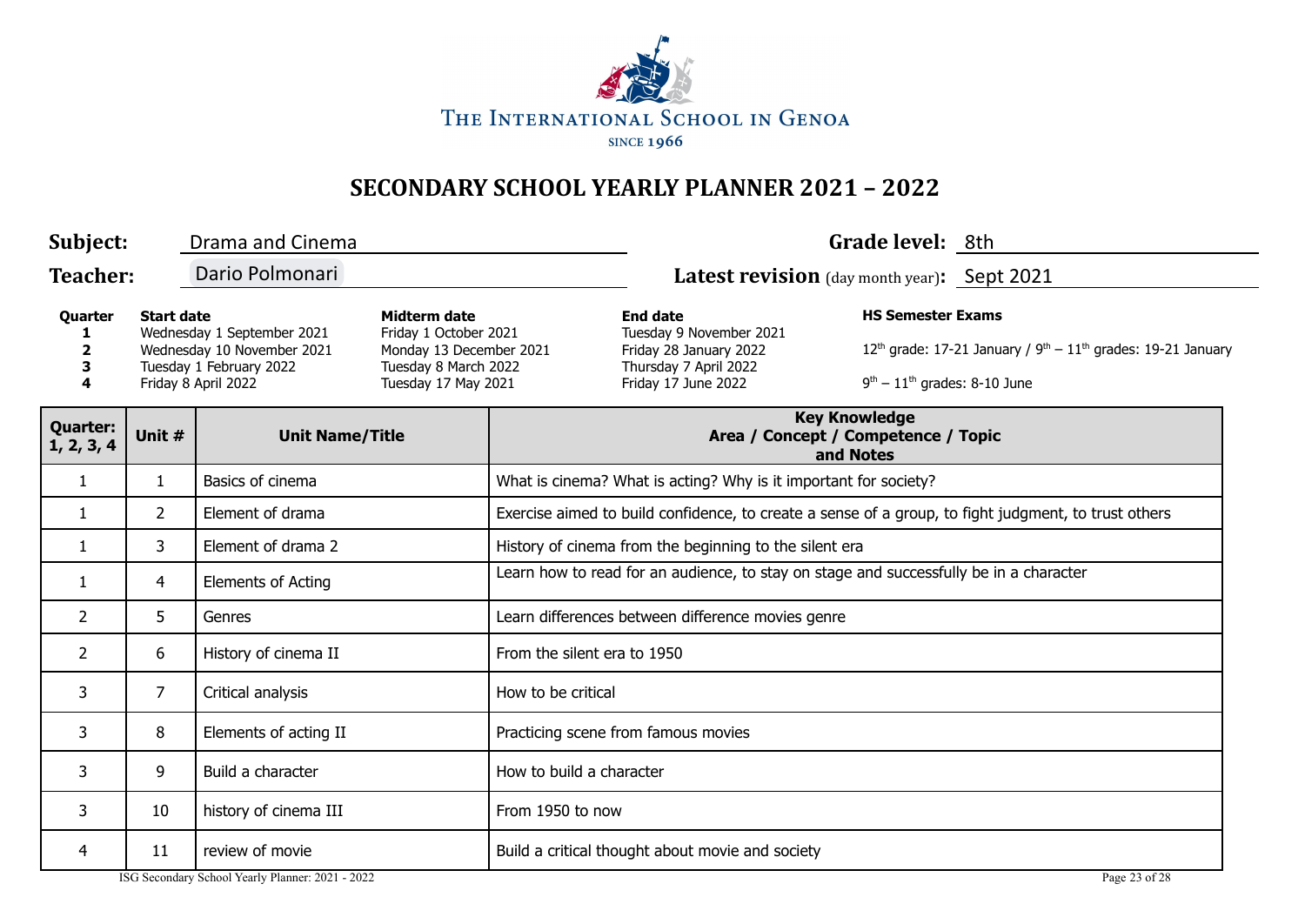THE INTERNATIONAL SCHOOL IN GENOA

SINCE 1966

# SECONDARY SCHOOL YEARLY PLANNER 2021 – 2022

**Subject:** Drama and Cinema **Grade level:** 8th

**Teacher:** Dario Polmonari **Latest revision** (day month year)**:** Sept 2021

| Quarter | Start date | Midterm date | End date | HS Semester Exams |
|---|---|---|---|---|
| 1 | Wednesday 1 September 2021 | Friday 1 October 2021 | Tuesday 9 November 2021 | |
| 2 | Wednesday 10 November 2021 | Monday 13 December 2021 | Friday 28 January 2022 | 12th grade: 17-21 January / 9th – 11th grades: 19-21 January |
| 3 | Tuesday 1 February 2022 | Tuesday 8 March 2022 | Thursday 7 April 2022 | |
| 4 | Friday 8 April 2022 | Tuesday 17 May 2021 | Friday 17 June 2022 | 9th – 11th grades: 8-10 June |

| Quarter: 1, 2, 3, 4 | Unit # | Unit Name/Title | Key Knowledge Area / Concept / Competence / Topic and Notes |
|---|---|---|---|
| 1 | 1 | Basics of cinema | What is cinema? What is acting? Why is it important for society? |
| 1 | 2 | Element of drama | Exercise aimed to build confidence, to create a sense of a group, to fight judgment, to trust others |
| 1 | 3 | Element of drama 2 | History of cinema from the beginning to the silent era |
| 1 | 4 | Elements of Acting | Learn how to read for an audience, to stay on stage and successfully be in a character |
| 2 | 5 | Genres | Learn differences between difference movies genre |
| 2 | 6 | History of cinema II | From the silent era to 1950 |
| 3 | 7 | Critical analysis | How to be critical |
| 3 | 8 | Elements of acting II | Practicing scene from famous movies |
| 3 | 9 | Build a character | How to build a character |
| 3 | 10 | history of cinema III | From 1950 to now |
| 4 | 11 | review of movie | Build a critical thought about movie and society |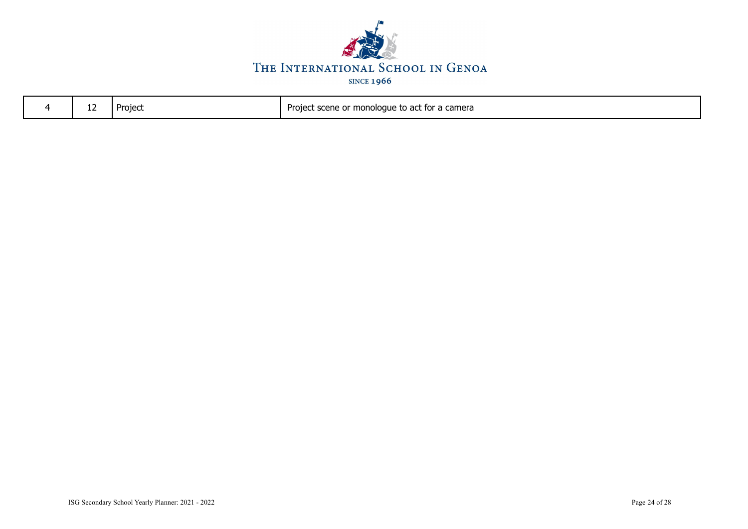| 4 | 12 | Project | Project scene or monologue to act for a camera |
|---|---|---|---|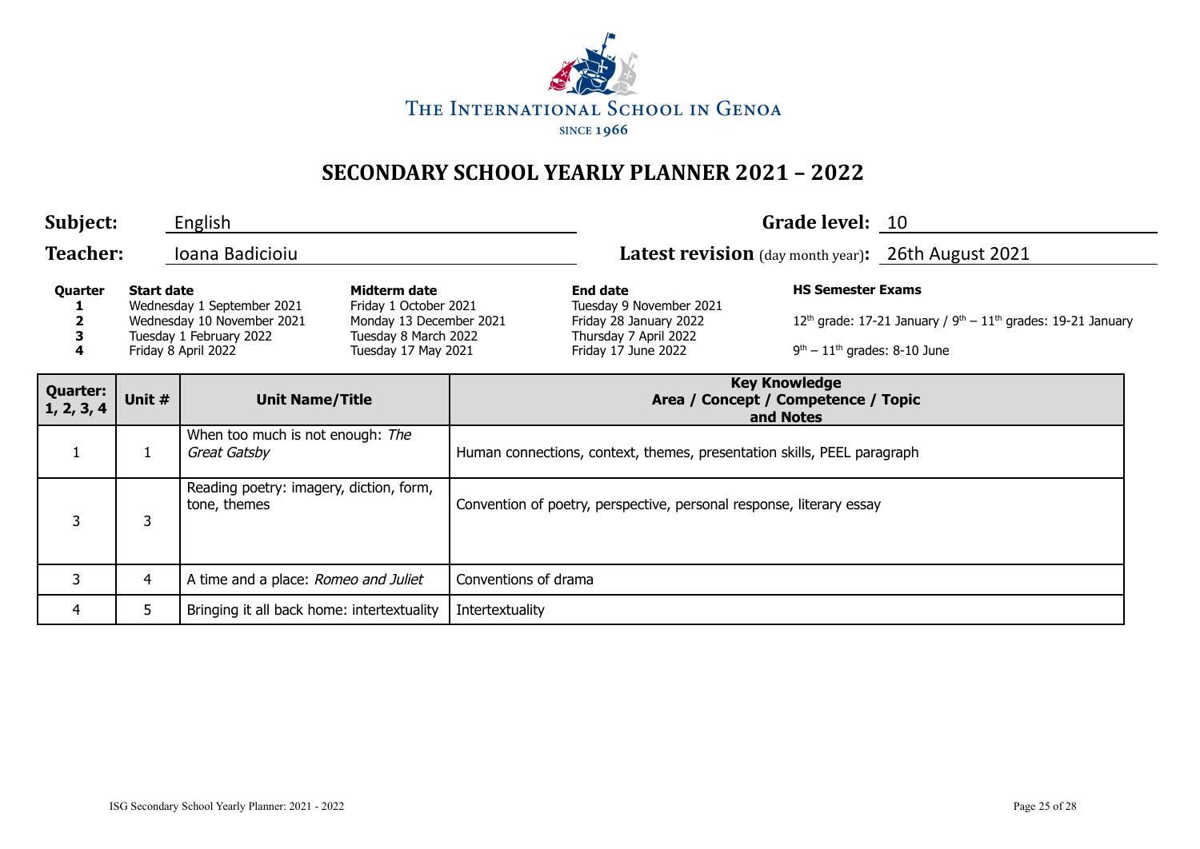THE INTERNATIONAL SCHOOL IN GENOA

SINCE 1966

# SECONDARY SCHOOL YEARLY PLANNER 2021 – 2022

**Subject:** English **Grade level:** 10

**Teacher:** Ioana Badicioiu **Latest revision** (day month year)**:** 26th August 2021

| Quarter | Start date | Midterm date | End date | HS Semester Exams |
|---|---|---|---|---|
| 1 | Wednesday 1 September 2021 | Friday 1 October 2021 | Tuesday 9 November 2021 | |
| 2 | Wednesday 10 November 2021 | Monday 13 December 2021 | Friday 28 January 2022 | 12th grade: 17-21 January / 9th – 11th grades: 19-21 January |
| 3 | Tuesday 1 February 2022 | Tuesday 8 March 2022 | Thursday 7 April 2022 | |
| 4 | Friday 8 April 2022 | Tuesday 17 May 2021 | Friday 17 June 2022 | 9th – 11th grades: 8-10 June |

| Quarter: 1, 2, 3, 4 | Unit # | Unit Name/Title | Key Knowledge Area / Concept / Competence / Topic and Notes |
|---|---|---|---|
| 1 | 1 | When too much is not enough: *The Great Gatsby* | Human connections, context, themes, presentation skills, PEEL paragraph |
| 3 | 3 | Reading poetry: imagery, diction, form, tone, themes | Convention of poetry, perspective, personal response, literary essay |
| 3 | 4 | A time and a place: *Romeo and Juliet* | Conventions of drama |
| 4 | 5 | Bringing it all back home: intertextuality | Intertextuality |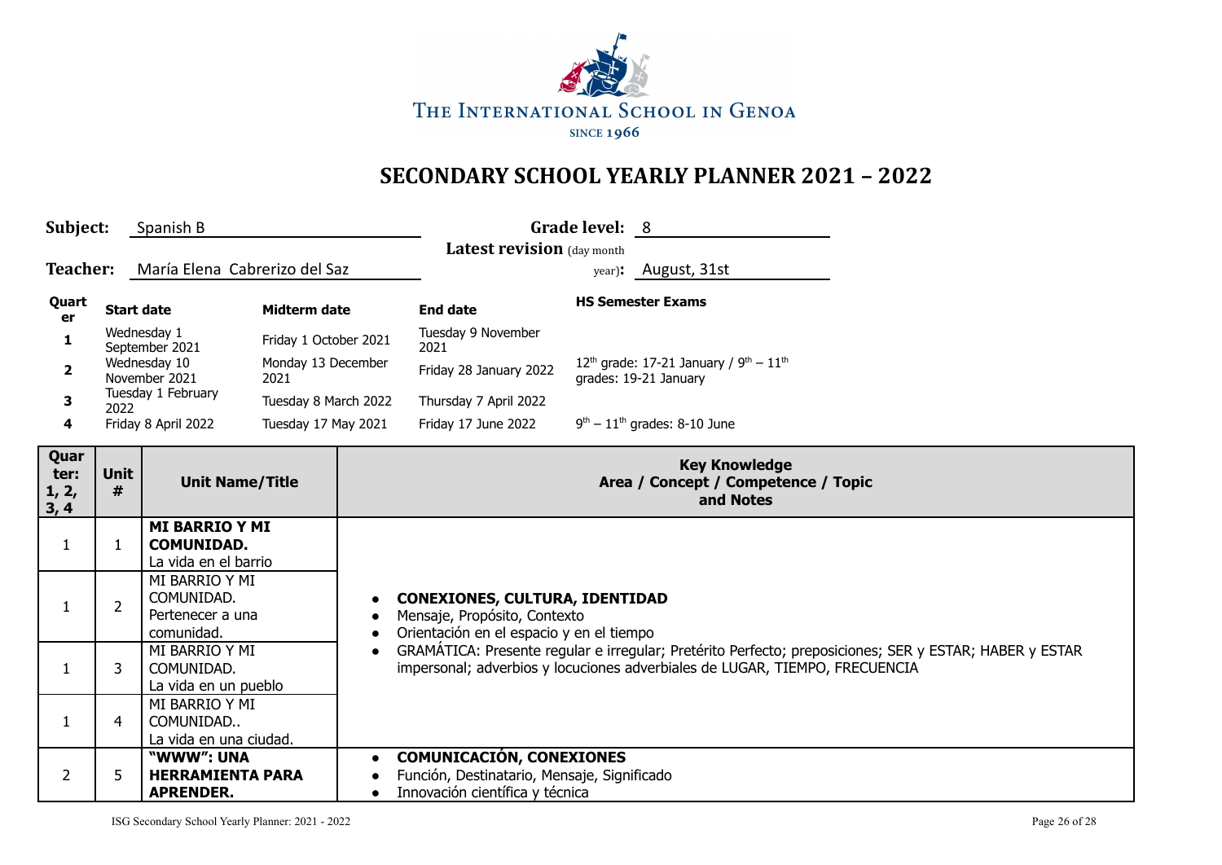THE INTERNATIONAL SCHOOL IN GENOA

SINCE 1966

# SECONDARY SCHOOL YEARLY PLANNER 2021 – 2022

**Subject:** Spanish B

**Grade level:** 8

**Teacher:** María Elena Cabrerizo del Saz

**Latest revision** (day month year)**:** August, 31st

| Quarter | Start date | Midterm date | End date | HS Semester Exams |
|---|---|---|---|---|
| 1 | Wednesday 1 September 2021 | Friday 1 October 2021 | Tuesday 9 November 2021 | |
| 2 | Wednesday 10 November 2021 | Monday 13 December 2021 | Friday 28 January 2022 | 12th grade: 17-21 January / 9th – 11th grades: 19-21 January |
| 3 | Tuesday 1 February 2022 | Tuesday 8 March 2022 | Thursday 7 April 2022 | |
| 4 | Friday 8 April 2022 | Tuesday 17 May 2021 | Friday 17 June 2022 | 9th – 11th grades: 8-10 June |

| Quarter: 1, 2, 3, 4 | Unit # | Unit Name/Title | Key Knowledge Area / Concept / Competence / Topic and Notes |
|---|---|---|---|
| 1 | 1 | **MI BARRIO Y MI COMUNIDAD.** La vida en el barrio | • **CONEXIONES, CULTURA, IDENTIDAD** <br> • Mensaje, Propósito, Contexto <br> • Orientación en el espacio y en el tiempo <br> • GRAMÁTICA: Presente regular e irregular; Pretérito Perfecto; preposiciones; SER y ESTAR; HABER y ESTAR impersonal; adverbios y locuciones adverbiales de LUGAR, TIEMPO, FRECUENCIA |
| 1 | 2 | MI BARRIO Y MI COMUNIDAD. Pertenecer a una comunidad. | |
| 1 | 3 | MI BARRIO Y MI COMUNIDAD. La vida en un pueblo | |
| 1 | 4 | MI BARRIO Y MI COMUNIDAD.. La vida en una ciudad. | |
| 2 | 5 | **"WWW": UNA HERRAMIENTA PARA APRENDER.** | • **COMUNICACIÓN, CONEXIONES** <br> • Función, Destinatario, Mensaje, Significado <br> • Innovación científica y técnica |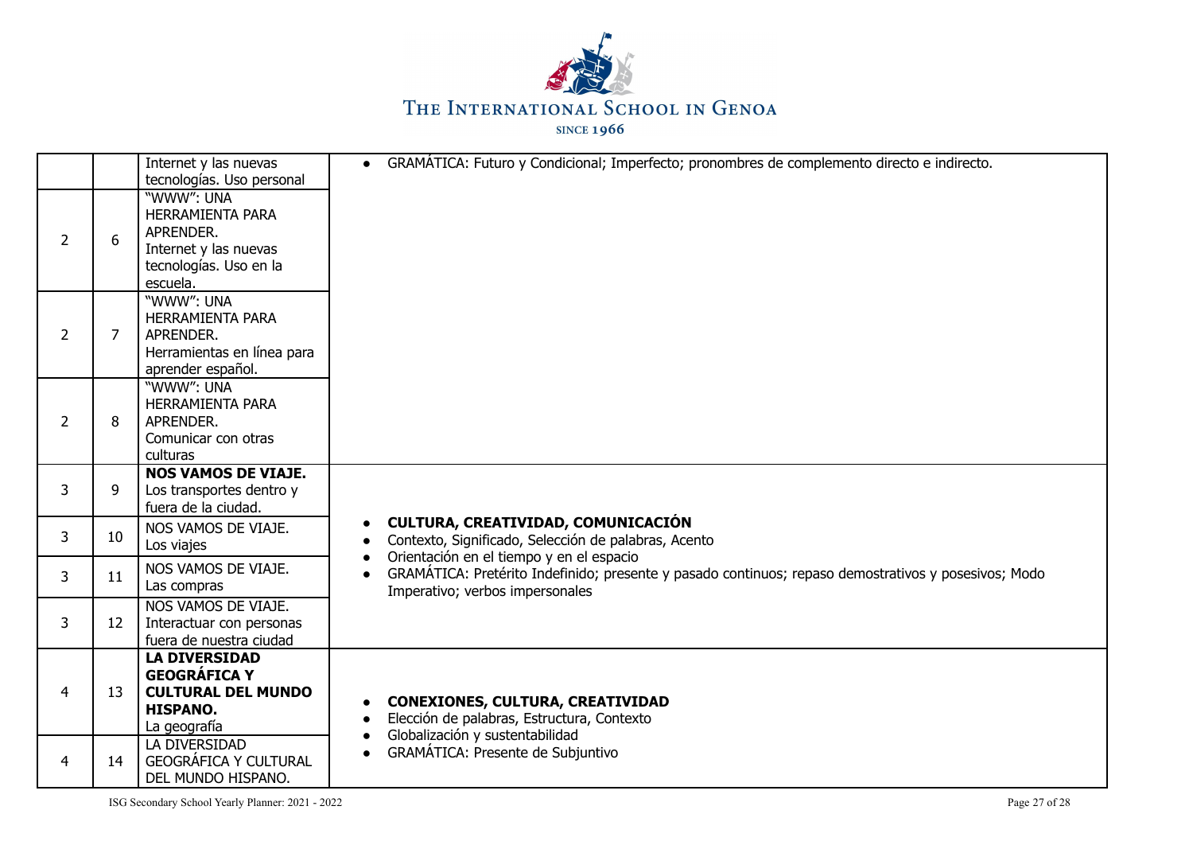| | | | |
|---|---|---|---|
| | | Internet y las nuevas tecnologías. Uso personal | • GRAMÁTICA: Futuro y Condicional; Imperfecto; pronombres de complemento directo e indirecto. |
| 2 | 6 | "WWW": UNA HERRAMIENTA PARA APRENDER. Internet y las nuevas tecnologías. Uso en la escuela. | |
| 2 | 7 | "WWW": UNA HERRAMIENTA PARA APRENDER. Herramientas en línea para aprender español. | |
| 2 | 8 | "WWW": UNA HERRAMIENTA PARA APRENDER. Comunicar con otras culturas | |
| 3 | 9 | **NOS VAMOS DE VIAJE.** Los transportes dentro y fuera de la ciudad. | • **CULTURA, CREATIVIDAD, COMUNICACIÓN** • Contexto, Significado, Selección de palabras, Acento • Orientación en el tiempo y en el espacio • GRAMÁTICA: Pretérito Indefinido; presente y pasado continuos; repaso demostrativos y posesivos; Modo Imperativo; verbos impersonales |
| 3 | 10 | NOS VAMOS DE VIAJE. Los viajes | |
| 3 | 11 | NOS VAMOS DE VIAJE. Las compras | |
| 3 | 12 | NOS VAMOS DE VIAJE. Interactuar con personas fuera de nuestra ciudad | |
| 4 | 13 | **LA DIVERSIDAD GEOGRÁFICA Y CULTURAL DEL MUNDO HISPANO.** La geografía | • **CONEXIONES, CULTURA, CREATIVIDAD** • Elección de palabras, Estructura, Contexto • Globalización y sustentabilidad • GRAMÁTICA: Presente de Subjuntivo |
| 4 | 14 | LA DIVERSIDAD GEOGRÁFICA Y CULTURAL DEL MUNDO HISPANO. | |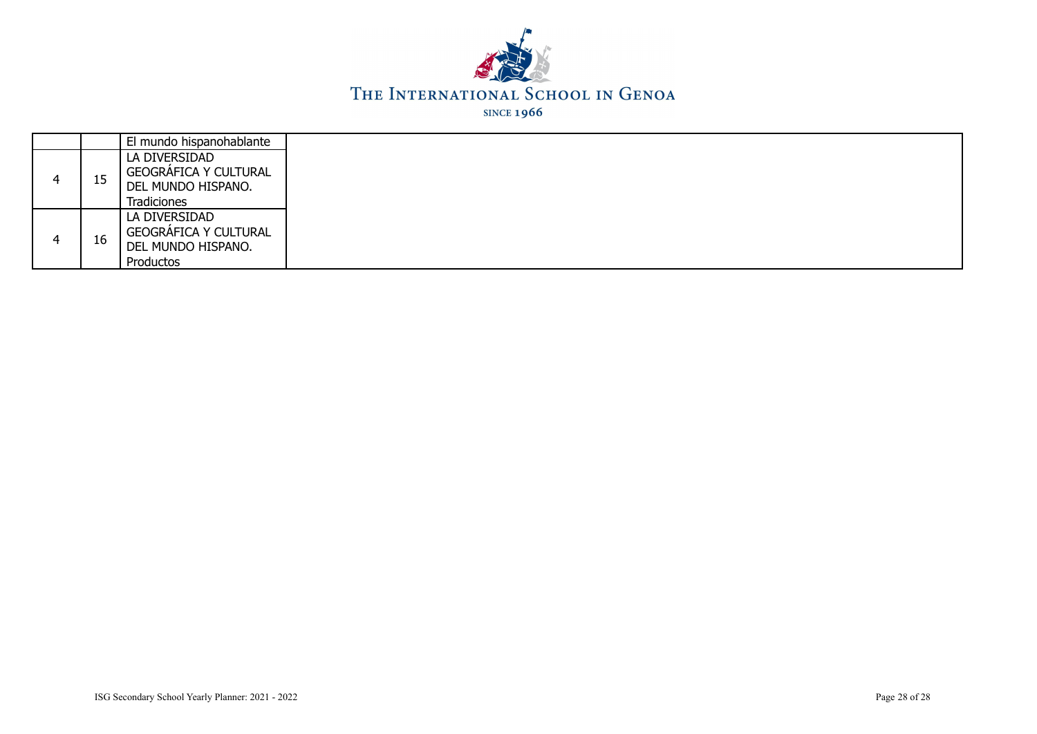| | | | |
|---|---|---|---|
| | | El mundo hispanohablante | |
| 4 | 15 | LA DIVERSIDAD GEOGRÁFICA Y CULTURAL DEL MUNDO HISPANO. Tradiciones | |
| 4 | 16 | LA DIVERSIDAD GEOGRÁFICA Y CULTURAL DEL MUNDO HISPANO. Productos | |